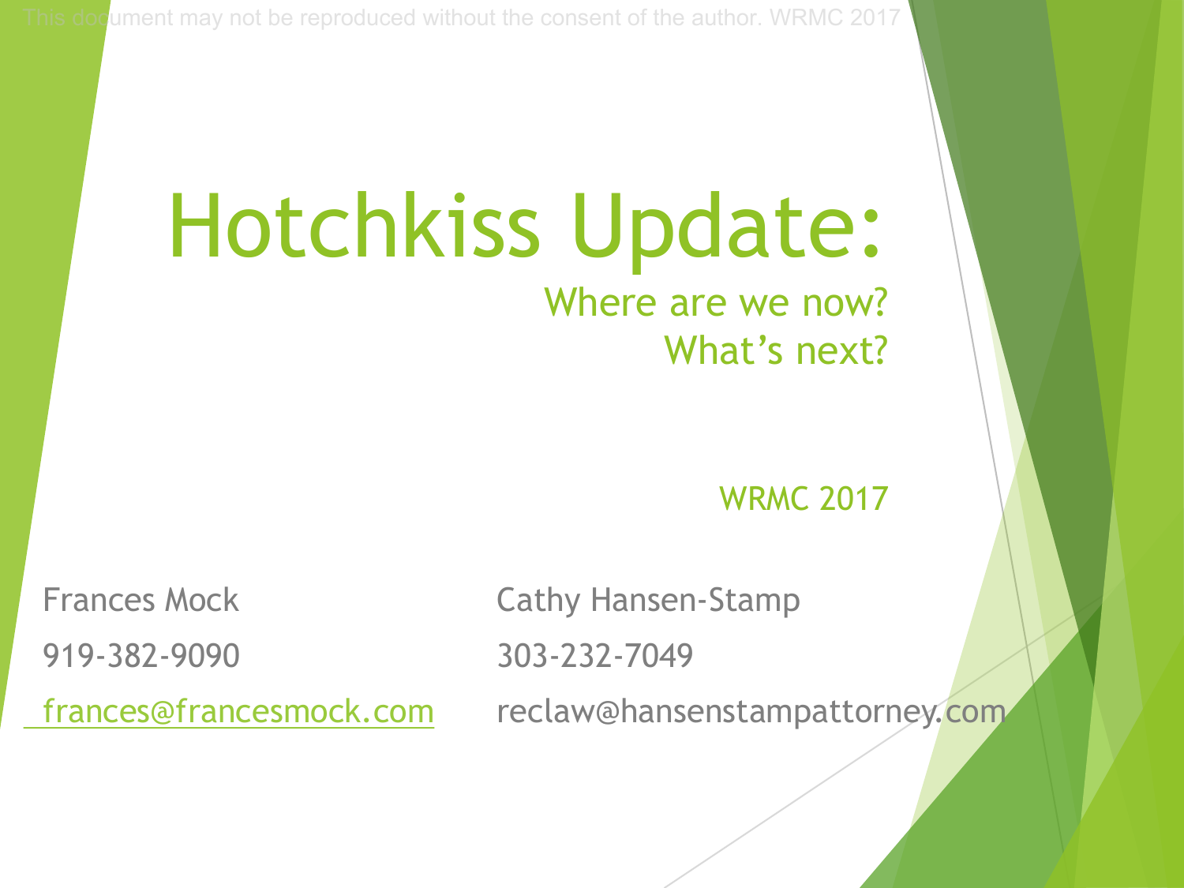# Hotchkiss Update:

## Where are we now?
## What's next?

WRMC 2017

Frances Mock

919-382-9090

frances@francesmock.com

Cathy Hansen-Stamp

303-232-7049

reclaw@hansenstampattorney.com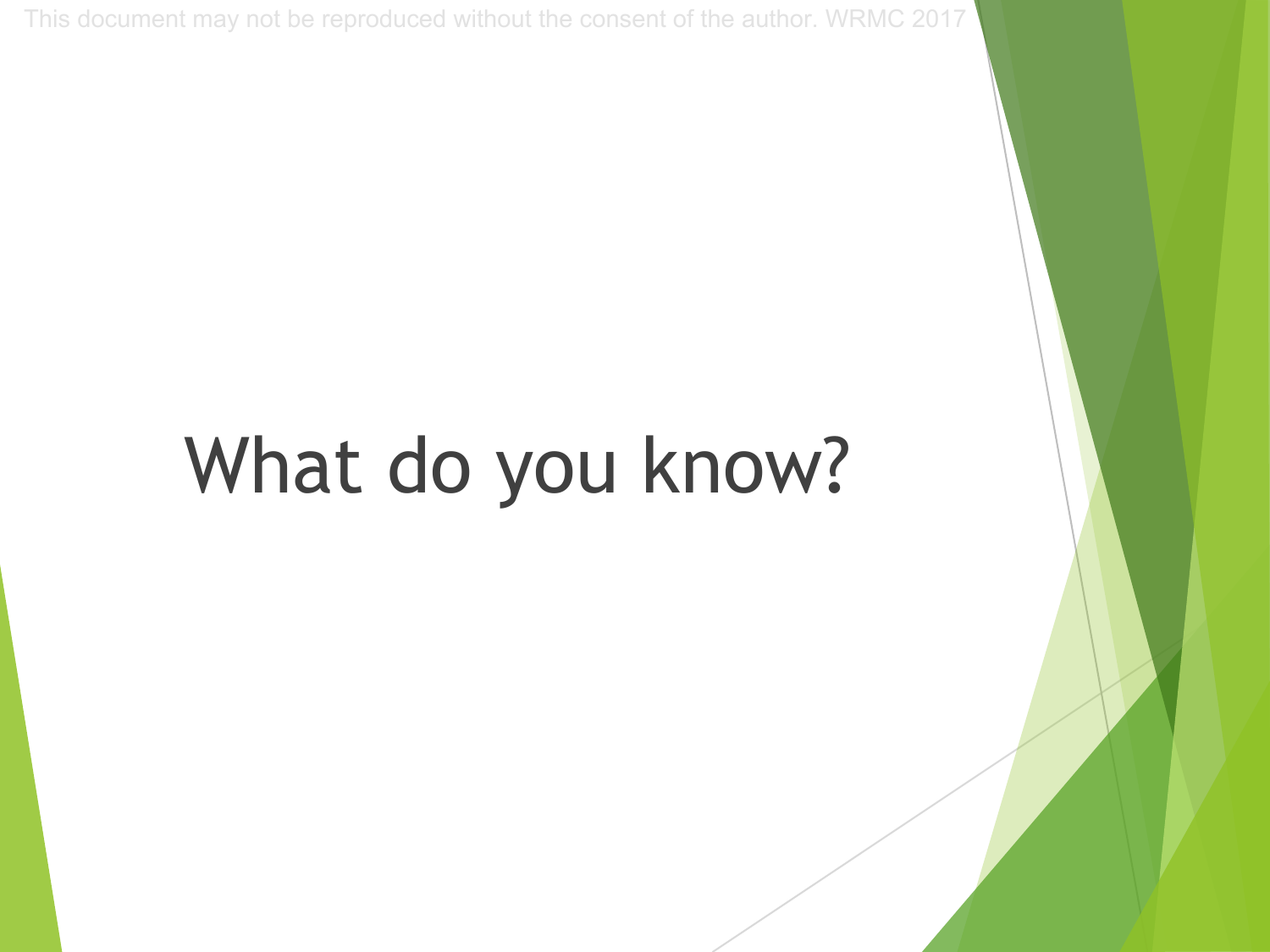# What do you know?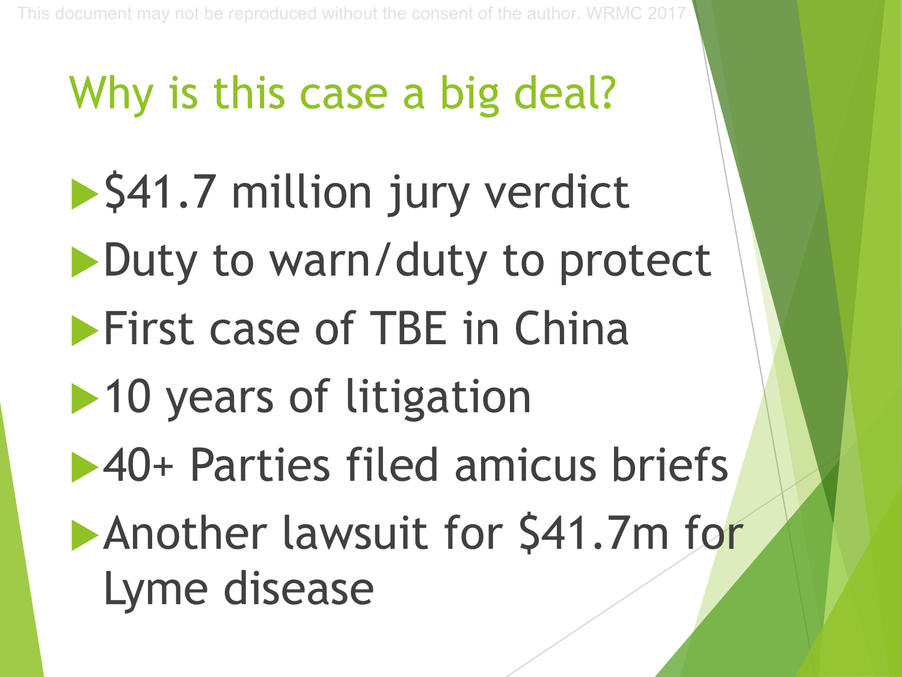# Why is this case a big deal?

- $41.7 million jury verdict
- Duty to warn/duty to protect
- First case of TBE in China
- 10 years of litigation
- 40+ Parties filed amicus briefs
- Another lawsuit for $41.7m for Lyme disease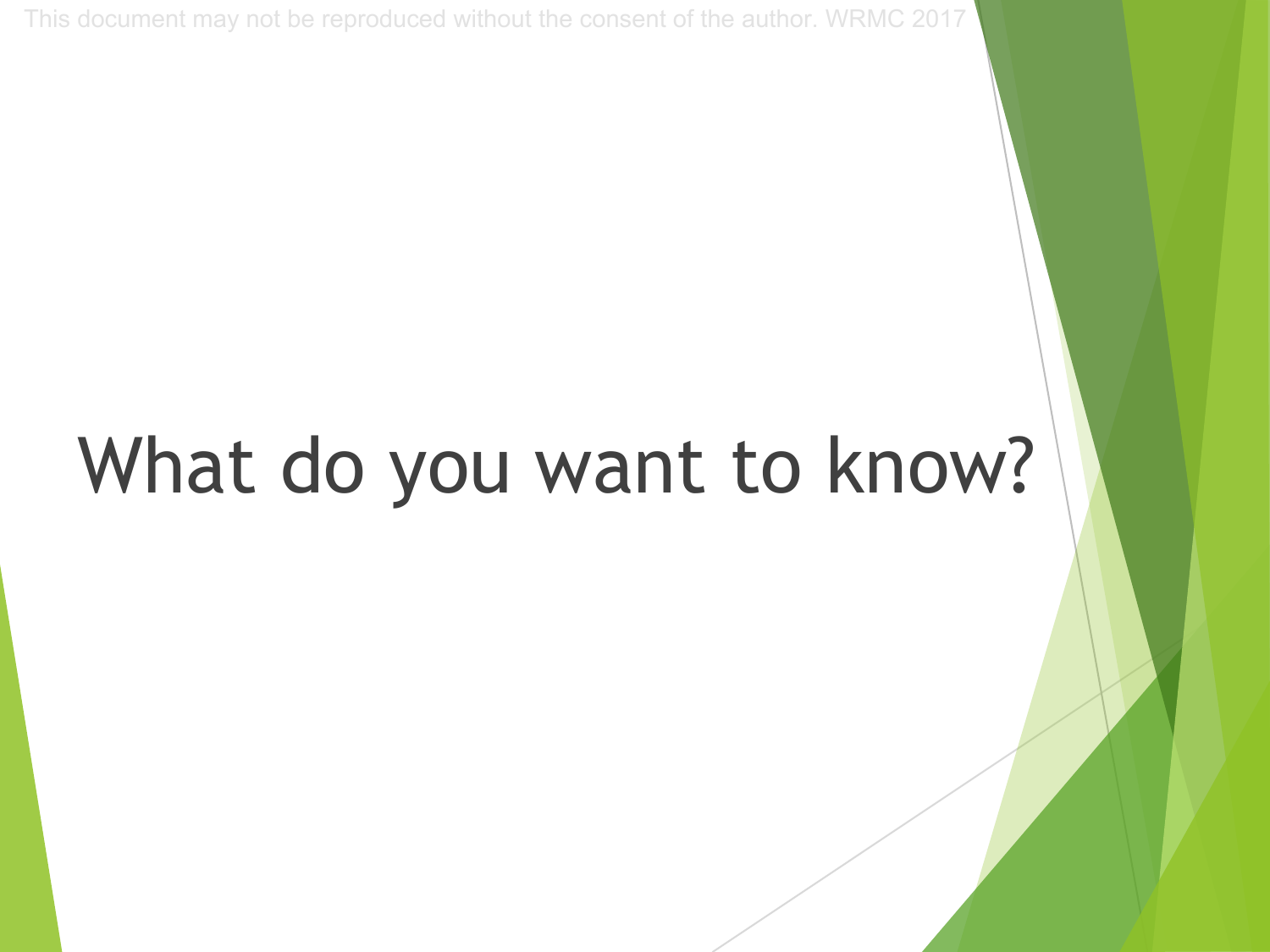# What do you want to know?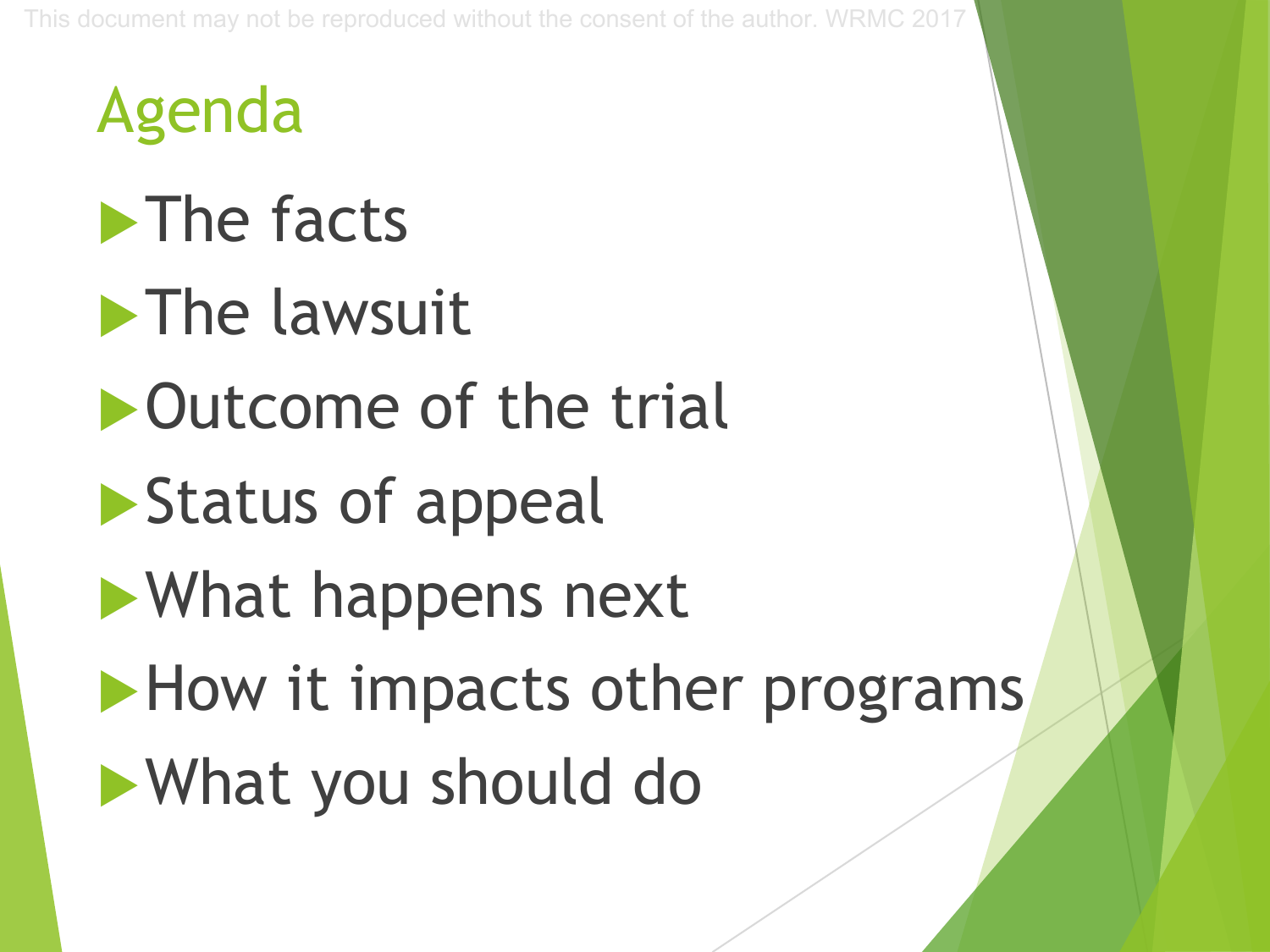# Agenda

- The facts
- The lawsuit
- Outcome of the trial
- Status of appeal
- What happens next
- How it impacts other programs
- What you should do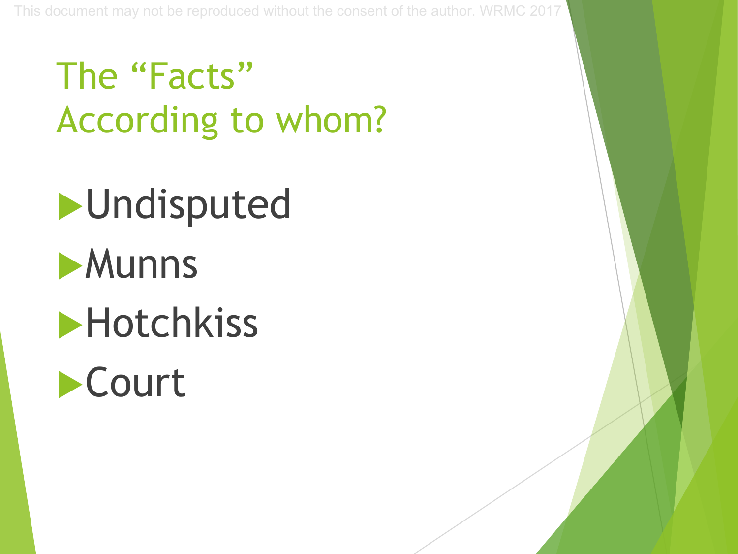# The "Facts"
# According to whom?

- Undisputed
- Munns
- Hotchkiss
- Court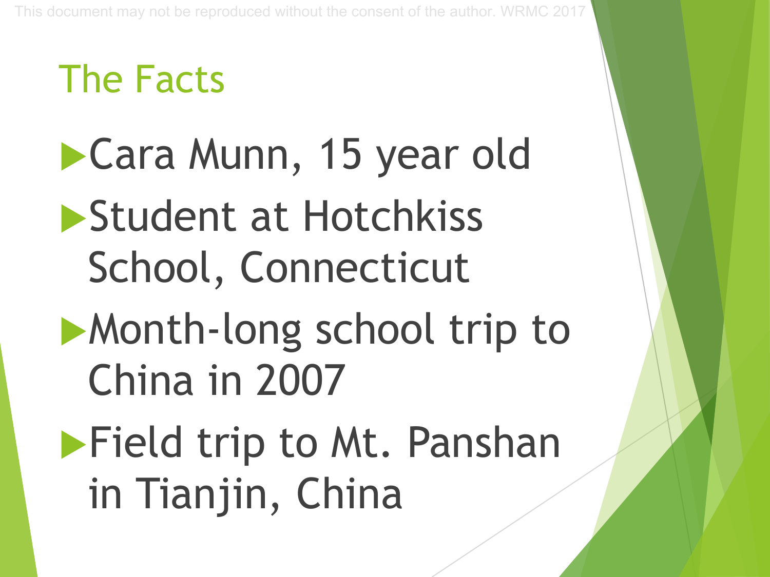## The Facts

- Cara Munn, 15 year old
- Student at Hotchkiss School, Connecticut
- Month-long school trip to China in 2007
- Field trip to Mt. Panshan in Tianjin, China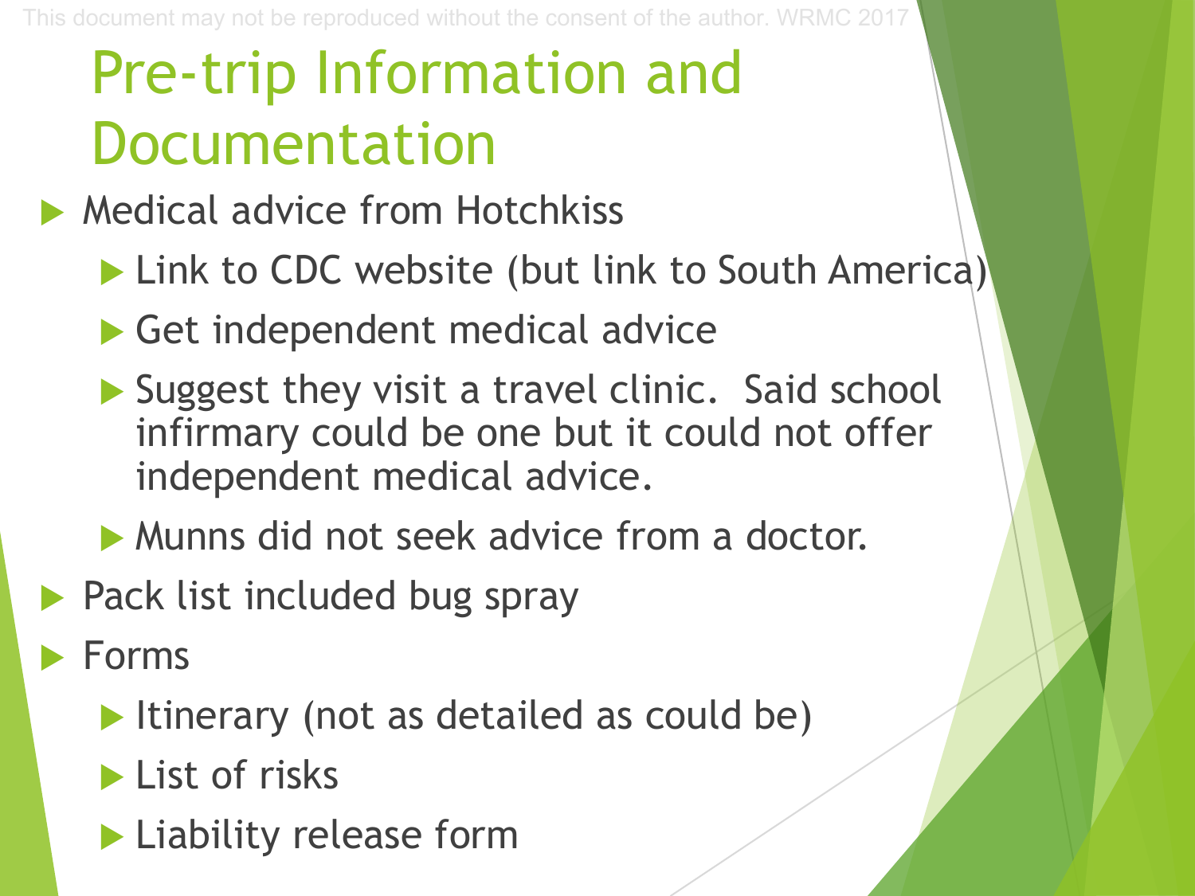# Pre-trip Information and Documentation

- Medical advice from Hotchkiss
  - Link to CDC website (but link to South America)
  - Get independent medical advice
  - Suggest they visit a travel clinic. Said school infirmary could be one but it could not offer independent medical advice.
  - Munns did not seek advice from a doctor.
- Pack list included bug spray
- Forms
  - Itinerary (not as detailed as could be)
  - List of risks
  - Liability release form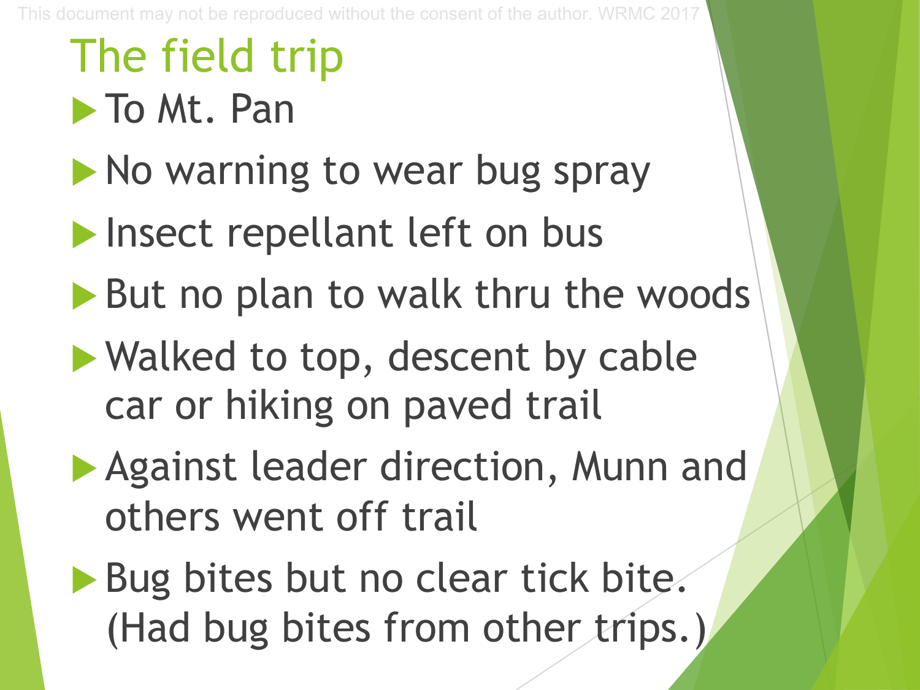# The field trip

- To Mt. Pan
- No warning to wear bug spray
- Insect repellant left on bus
- But no plan to walk thru the woods
- Walked to top, descent by cable car or hiking on paved trail
- Against leader direction, Munn and others went off trail
- Bug bites but no clear tick bite. (Had bug bites from other trips.)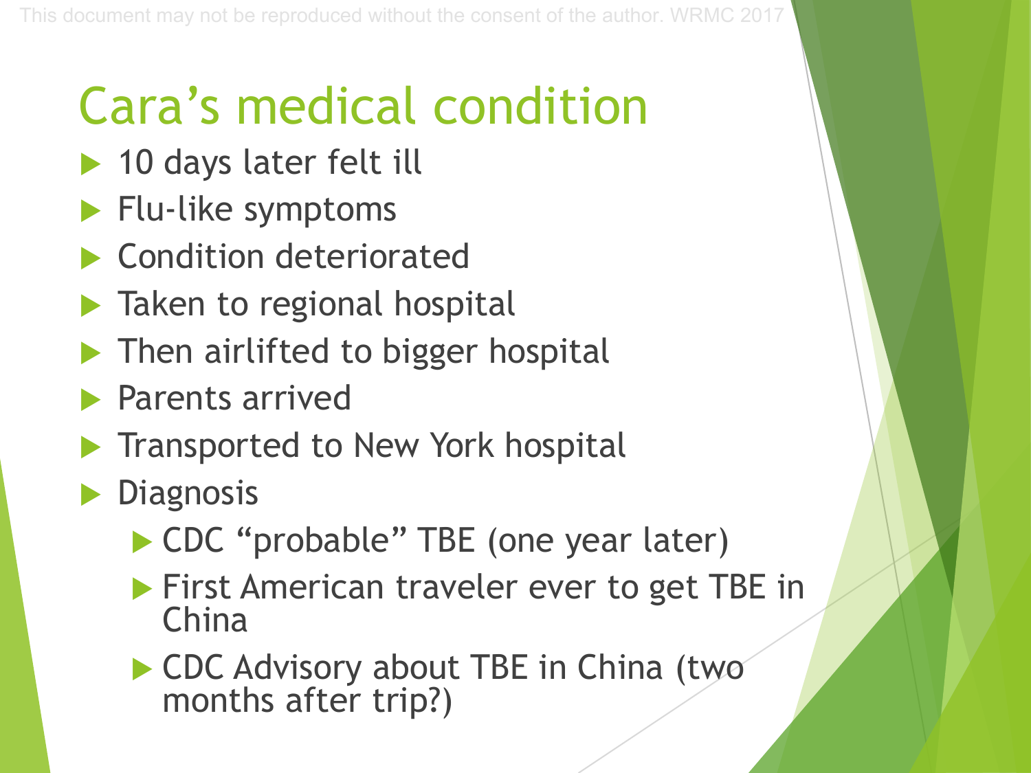# Cara's medical condition

- 10 days later felt ill
- Flu-like symptoms
- Condition deteriorated
- Taken to regional hospital
- Then airlifted to bigger hospital
- Parents arrived
- Transported to New York hospital
- Diagnosis
  - CDC "probable" TBE (one year later)
  - First American traveler ever to get TBE in China
  - CDC Advisory about TBE in China (two months after trip?)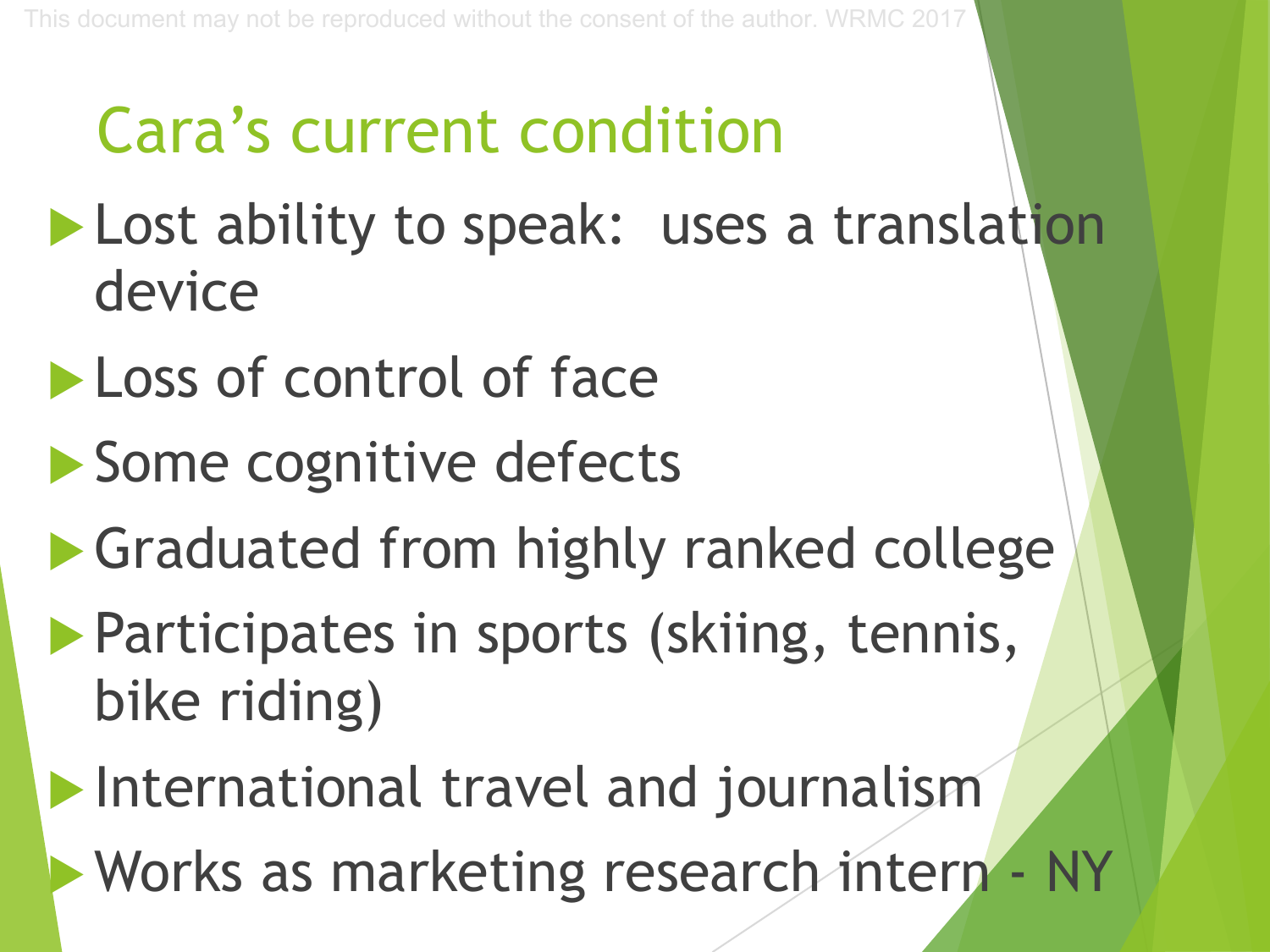# Cara's current condition

- Lost ability to speak:  uses a translation device
- Loss of control of face
- Some cognitive defects
- Graduated from highly ranked college
- Participates in sports (skiing, tennis, bike riding)
- International travel and journalism
- Works as marketing research intern - NY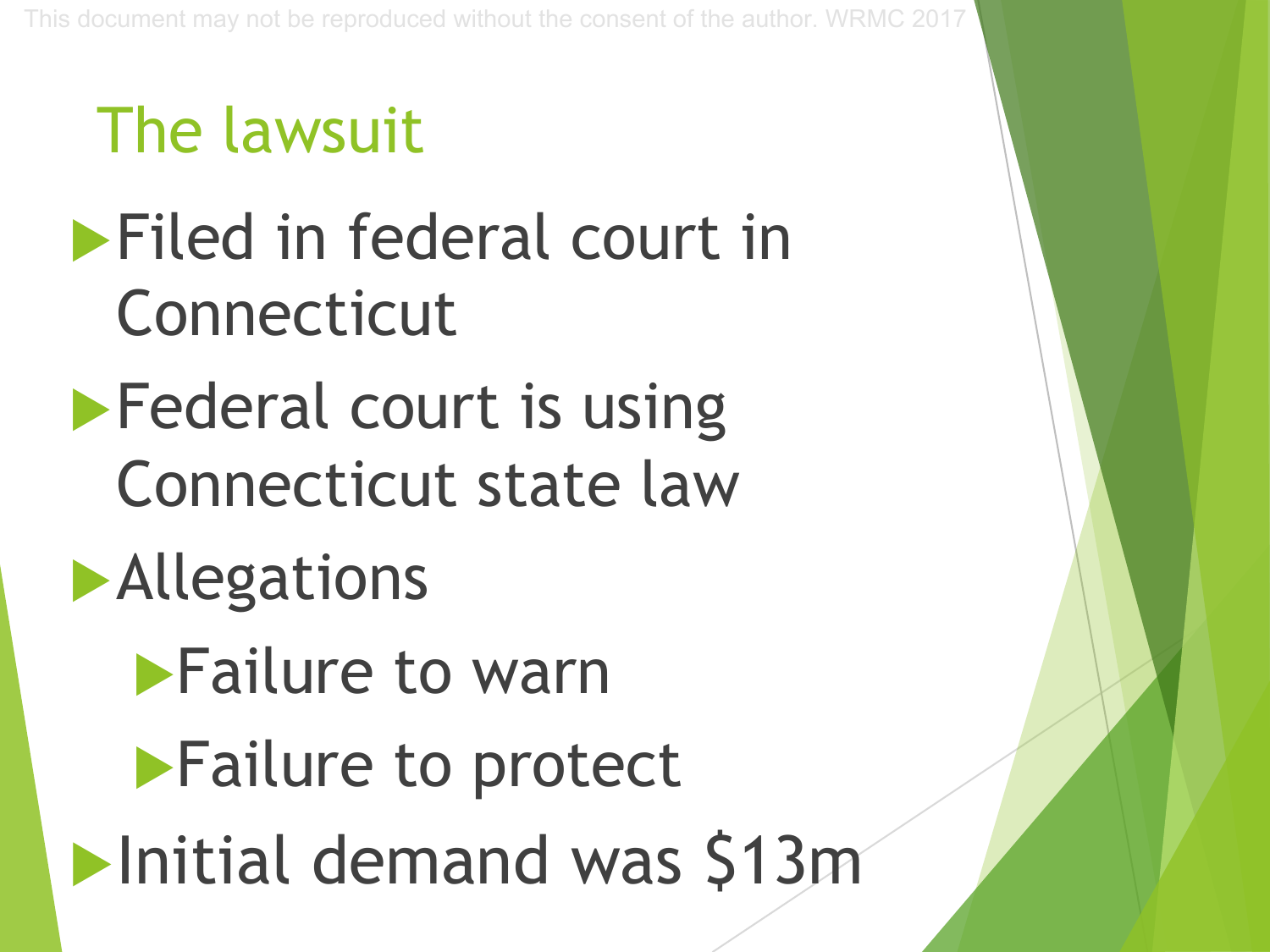## The lawsuit

- Filed in federal court in Connecticut
- Federal court is using Connecticut state law
- Allegations
  - Failure to warn
  - Failure to protect
- Initial demand was $13m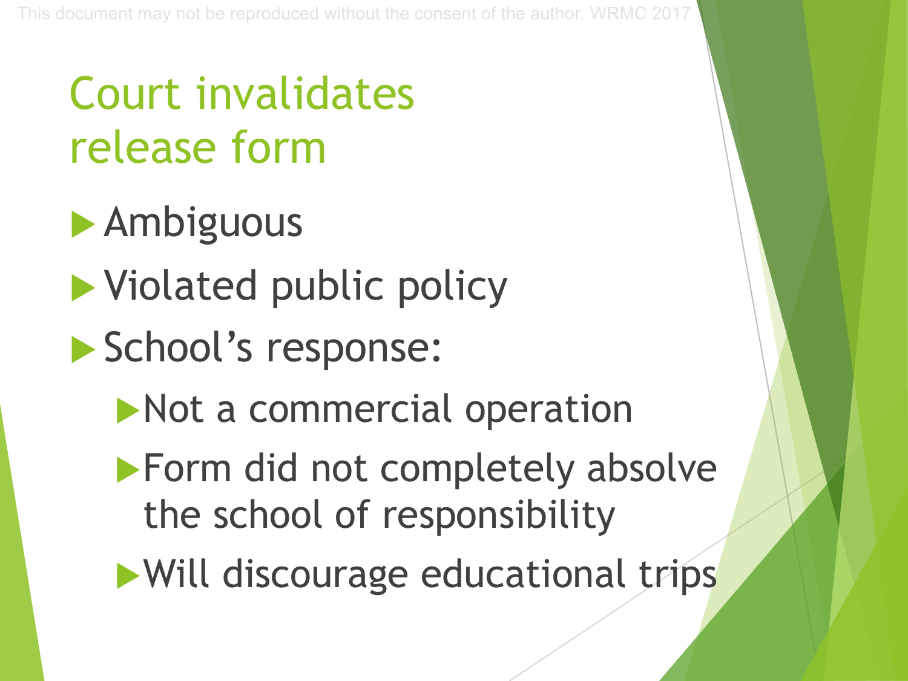# Court invalidates release form

- Ambiguous
- Violated public policy
- School's response:
  - Not a commercial operation
  - Form did not completely absolve the school of responsibility
  - Will discourage educational trips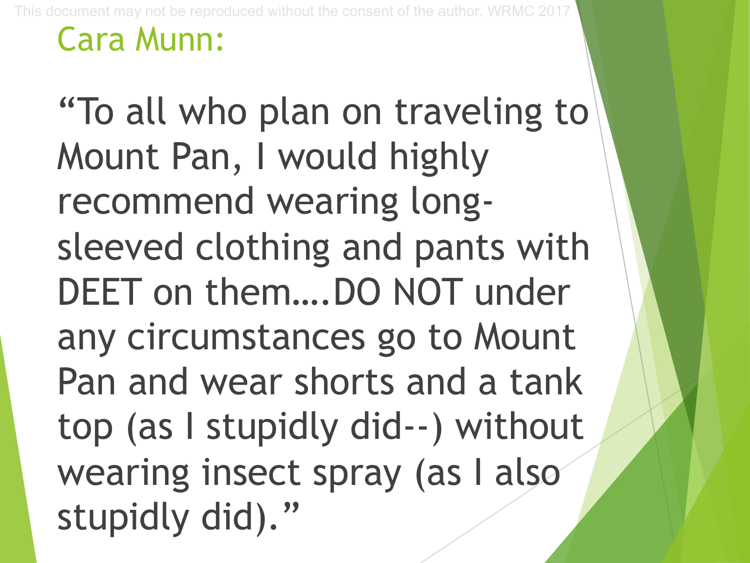## Cara Munn:

"To all who plan on traveling to Mount Pan, I would highly recommend wearing long-sleeved clothing and pants with DEET on them….DO NOT under any circumstances go to Mount Pan and wear shorts and a tank top (as I stupidly did--) without wearing insect spray (as I also stupidly did)."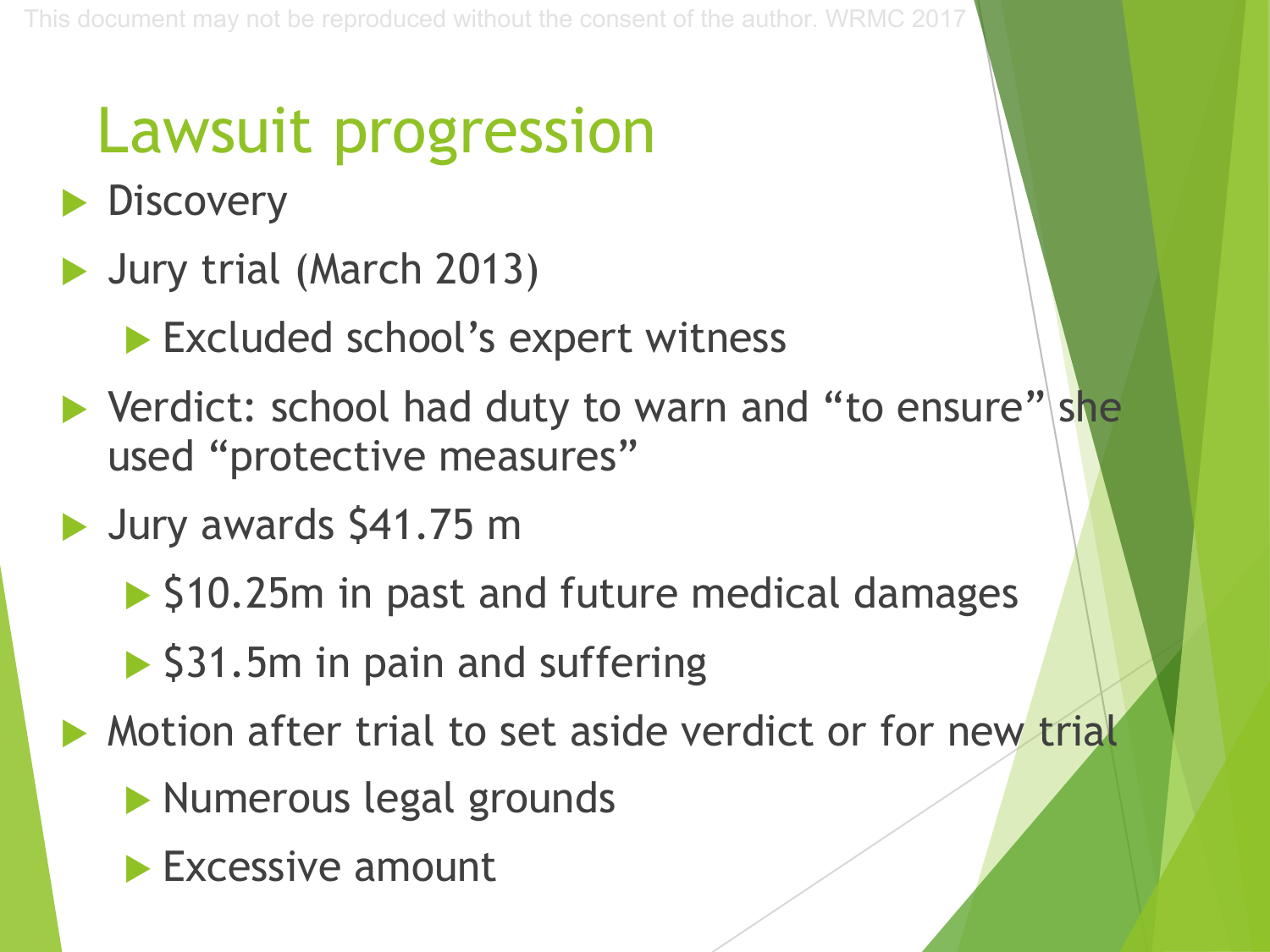# Lawsuit progression

- Discovery
- Jury trial (March 2013)
  - Excluded school's expert witness
- Verdict: school had duty to warn and "to ensure" she used "protective measures"
- Jury awards $41.75 m
  - $10.25m in past and future medical damages
  - $31.5m in pain and suffering
- Motion after trial to set aside verdict or for new trial
  - Numerous legal grounds
  - Excessive amount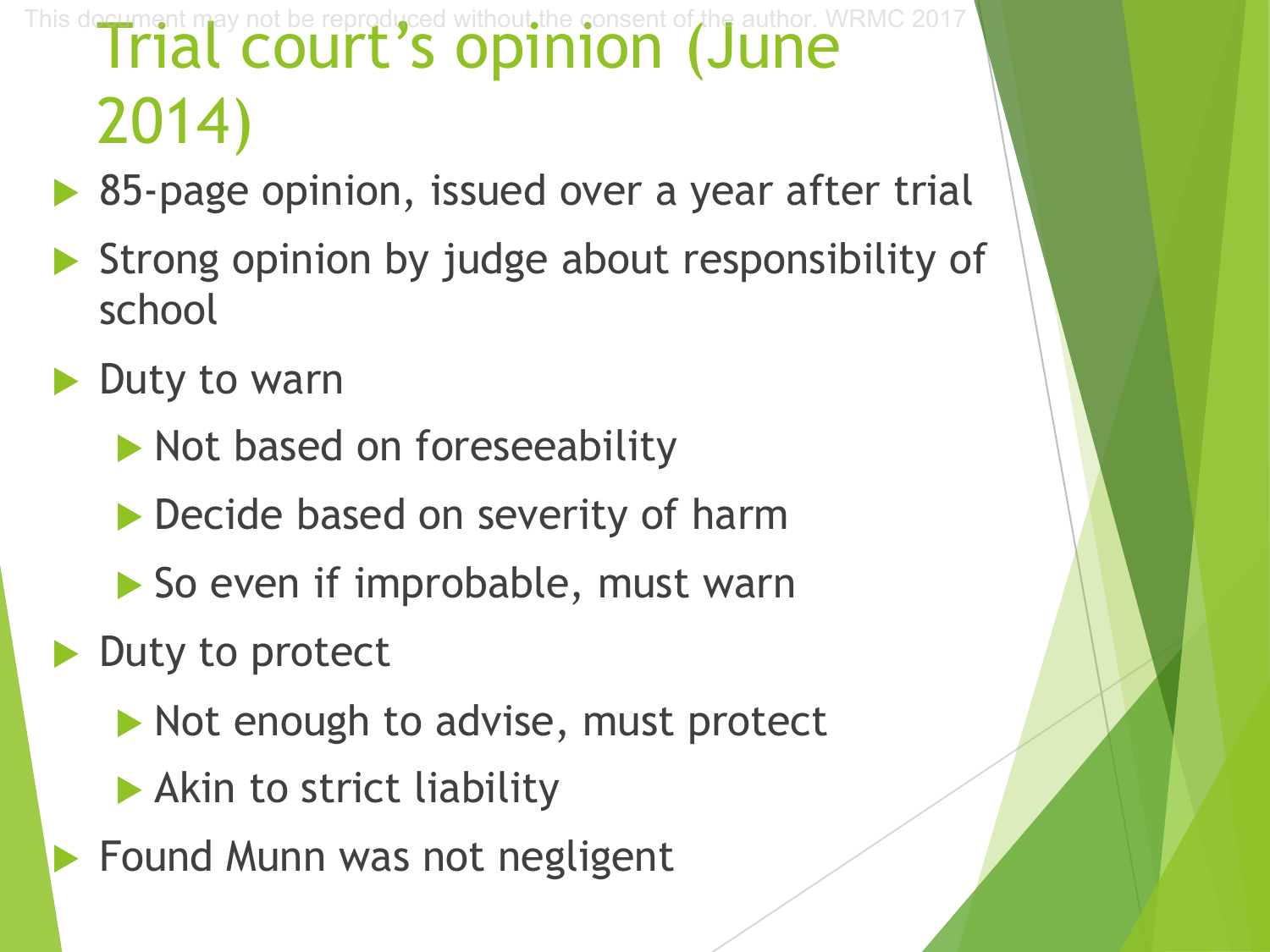# Trial court's opinion (June 2014)

- 85-page opinion, issued over a year after trial
- Strong opinion by judge about responsibility of school
- Duty to warn
  - Not based on foreseeability
  - Decide based on severity of harm
  - So even if improbable, must warn
- Duty to protect
  - Not enough to advise, must protect
  - Akin to strict liability
- Found Munn was not negligent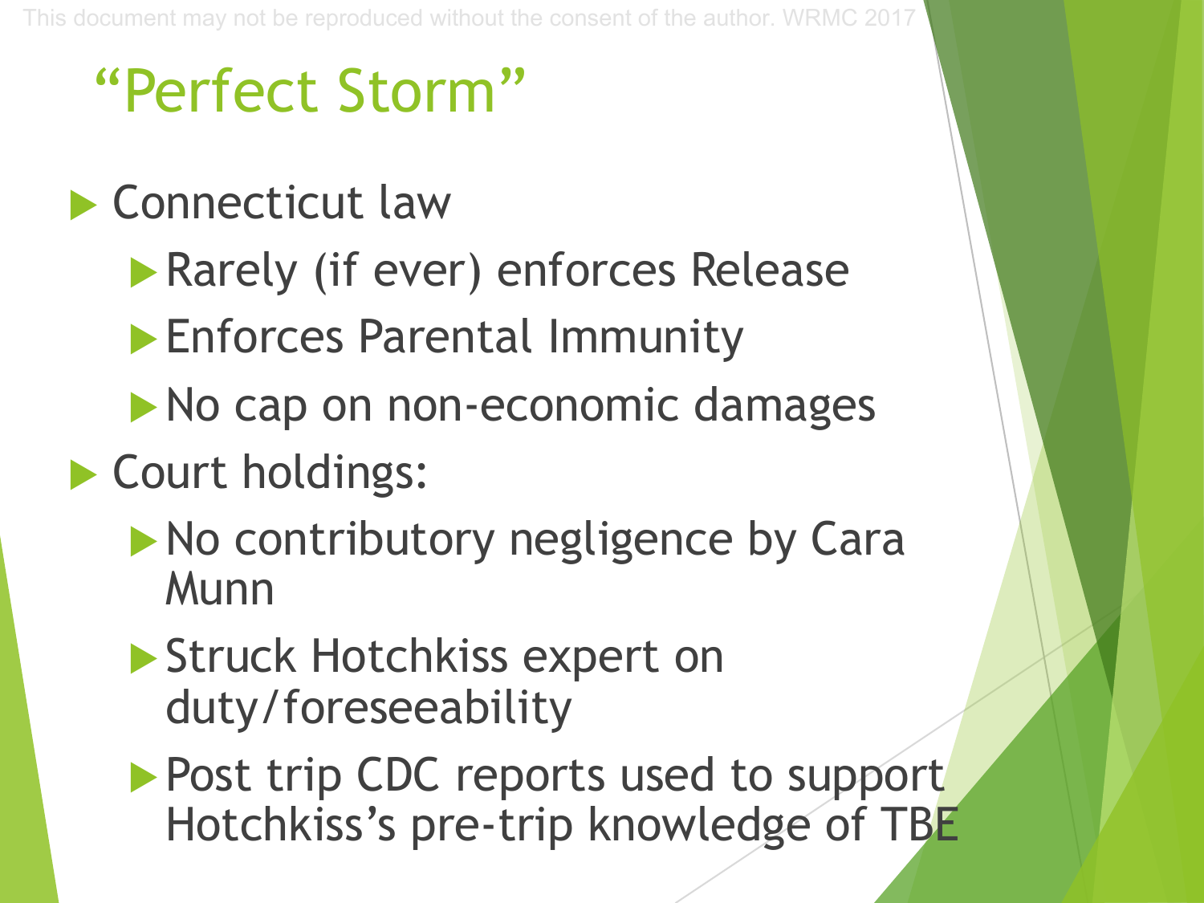# “Perfect Storm”

- Connecticut law
  - Rarely (if ever) enforces Release
  - Enforces Parental Immunity
  - No cap on non-economic damages
- Court holdings:
  - No contributory negligence by Cara Munn
  - Struck Hotchkiss expert on duty/foreseeability
  - Post trip CDC reports used to support Hotchkiss’s pre-trip knowledge of TBE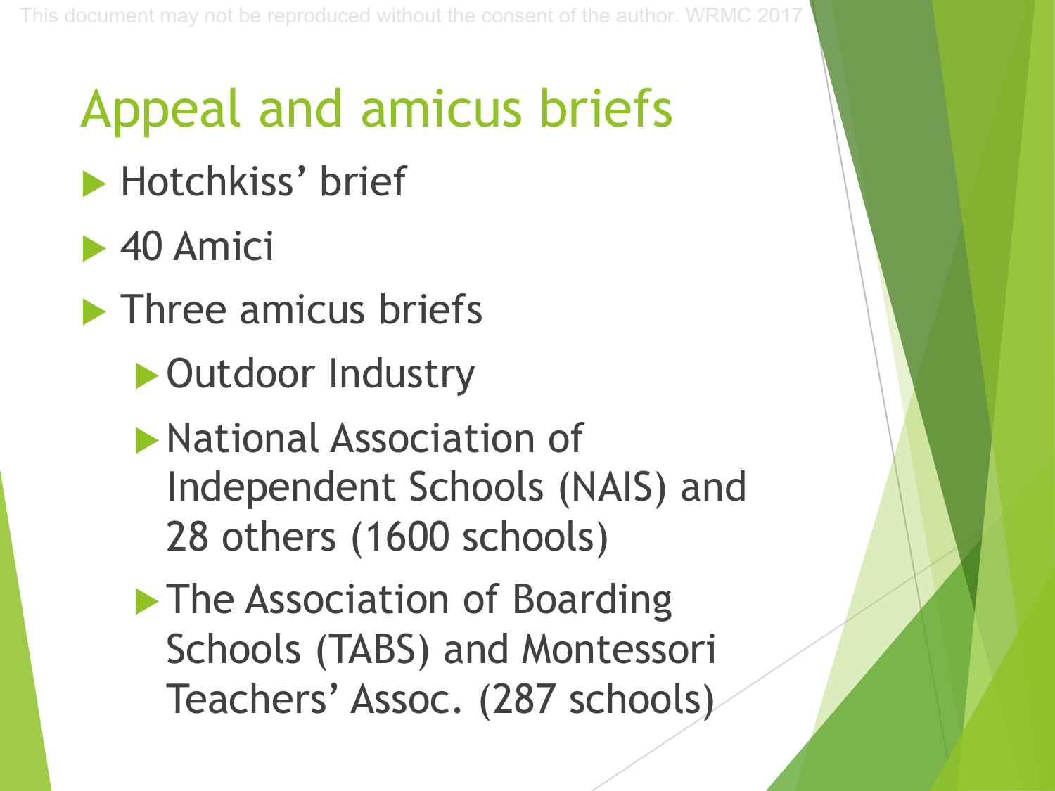# Appeal and amicus briefs

- Hotchkiss' brief
- 40 Amici
- Three amicus briefs
  - Outdoor Industry
  - National Association of Independent Schools (NAIS) and 28 others (1600 schools)
  - The Association of Boarding Schools (TABS) and Montessori Teachers' Assoc. (287 schools)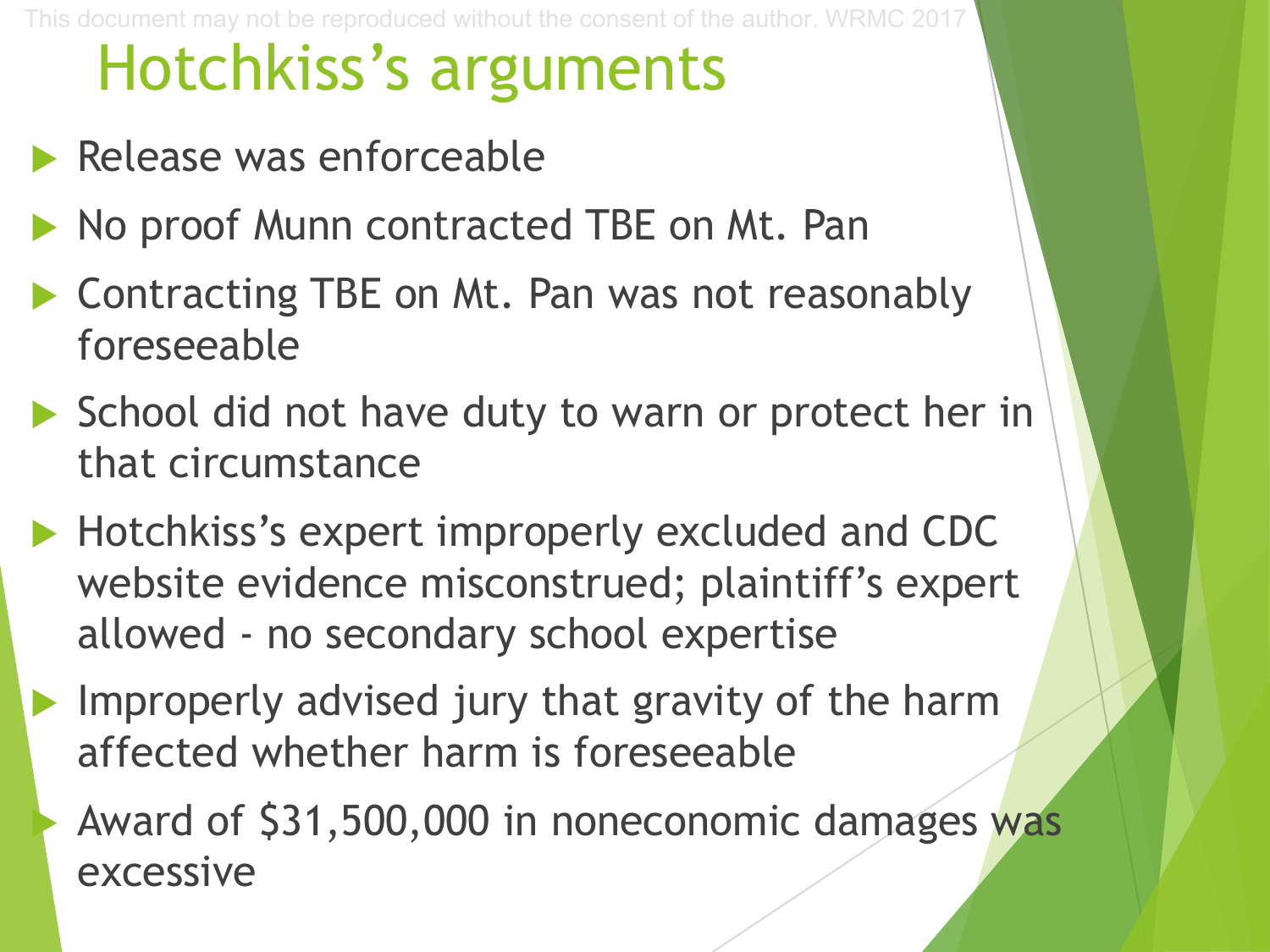# Hotchkiss’s arguments

- Release was enforceable
- No proof Munn contracted TBE on Mt. Pan
- Contracting TBE on Mt. Pan was not reasonably foreseeable
- School did not have duty to warn or protect her in that circumstance
- Hotchkiss’s expert improperly excluded and CDC website evidence misconstrued; plaintiff’s expert allowed - no secondary school expertise
- Improperly advised jury that gravity of the harm affected whether harm is foreseeable
- Award of $31,500,000 in noneconomic damages was excessive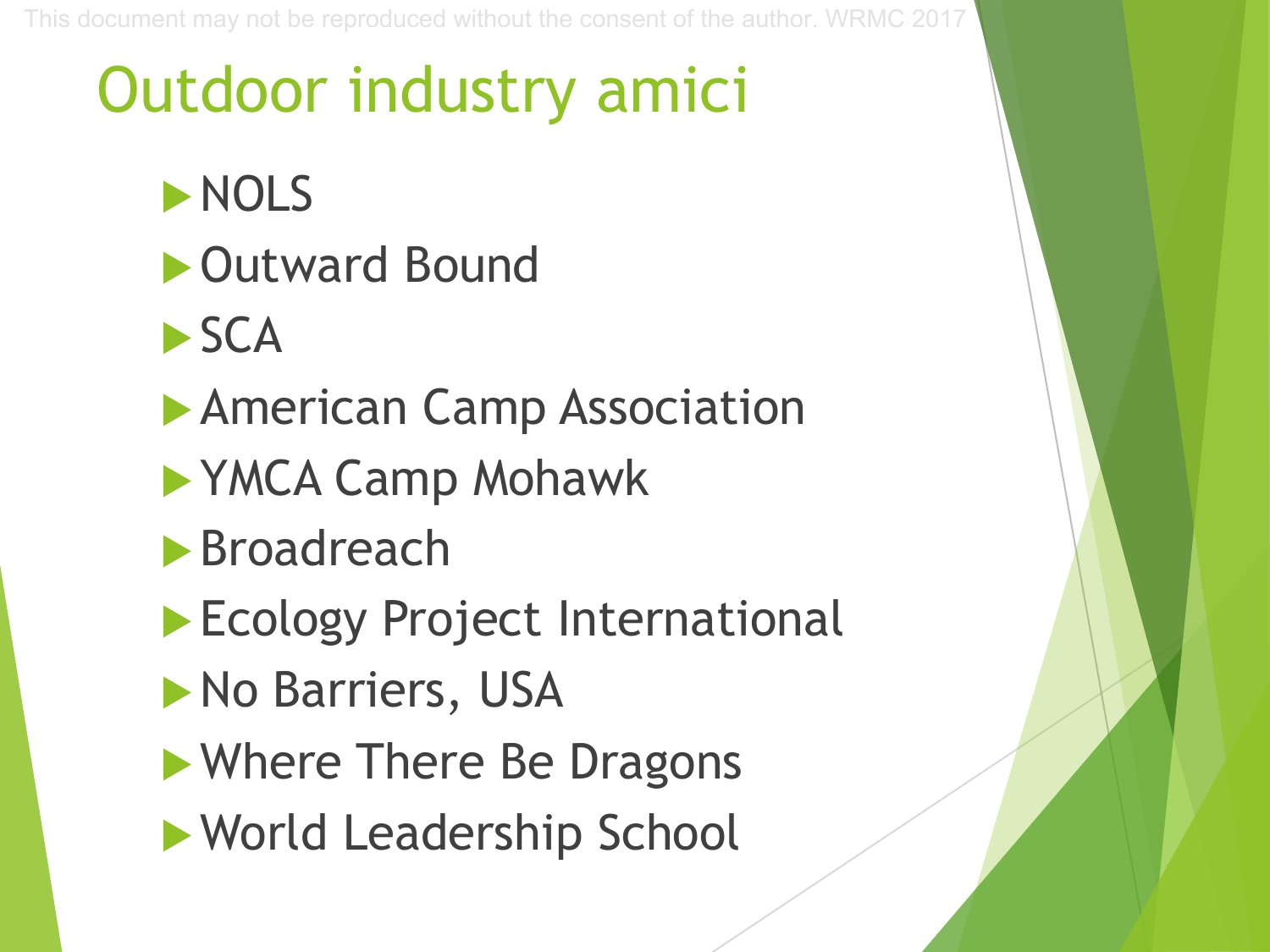# Outdoor industry amici

- NOLS
- Outward Bound
- SCA
- American Camp Association
- YMCA Camp Mohawk
- Broadreach
- Ecology Project International
- No Barriers, USA
- Where There Be Dragons
- World Leadership School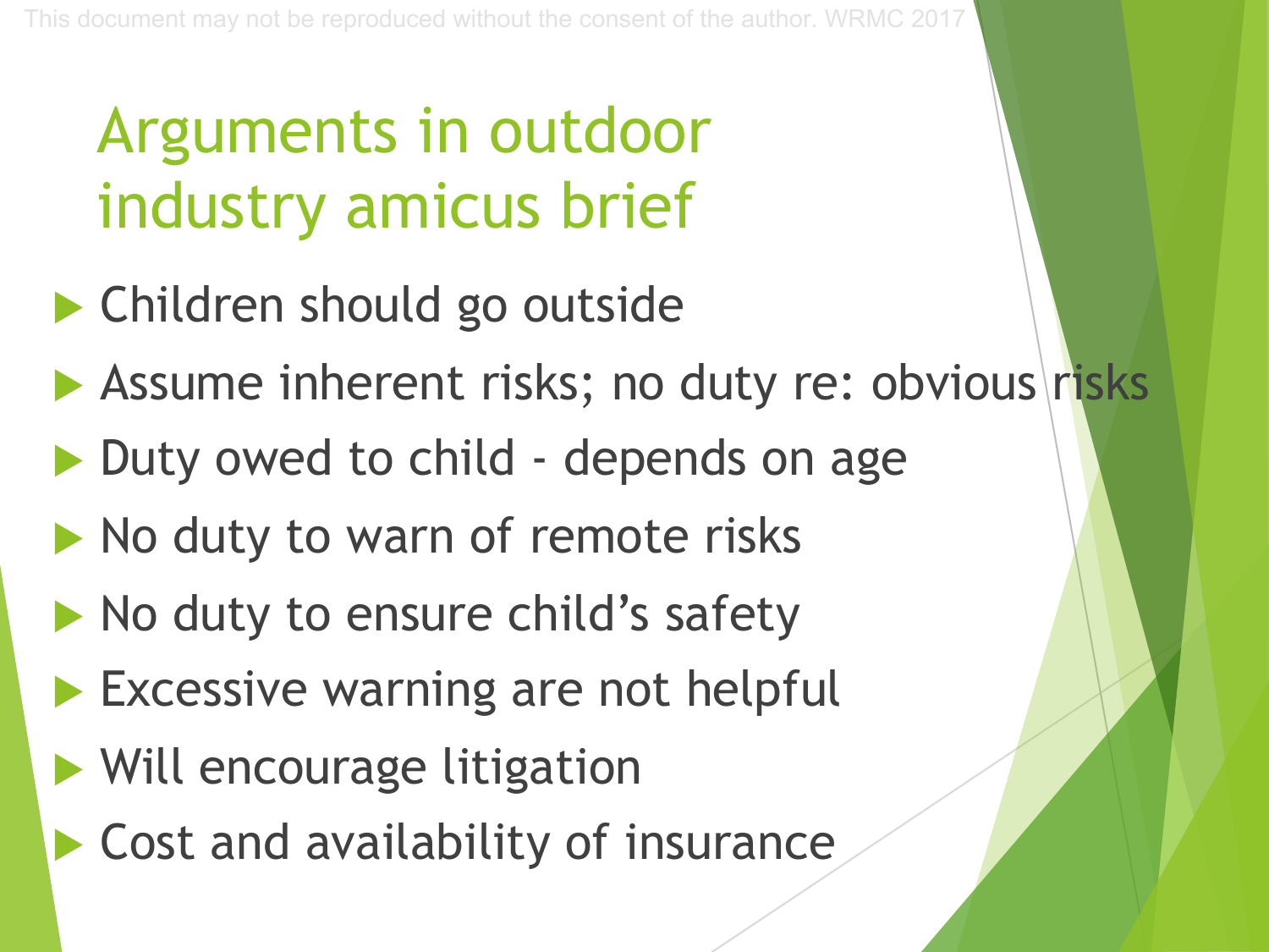# Arguments in outdoor industry amicus brief

- Children should go outside
- Assume inherent risks; no duty re: obvious risks
- Duty owed to child - depends on age
- No duty to warn of remote risks
- No duty to ensure child's safety
- Excessive warning are not helpful
- Will encourage litigation
- Cost and availability of insurance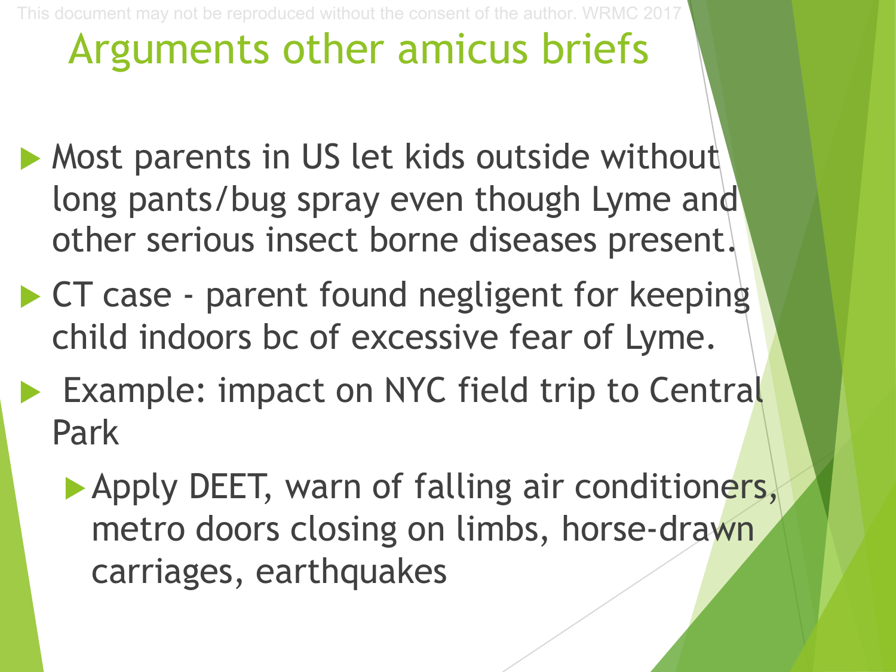# Arguments other amicus briefs

- Most parents in US let kids outside without long pants/bug spray even though Lyme and other serious insect borne diseases present.
- CT case - parent found negligent for keeping child indoors bc of excessive fear of Lyme.
- Example: impact on NYC field trip to Central Park
  - Apply DEET, warn of falling air conditioners, metro doors closing on limbs, horse-drawn carriages, earthquakes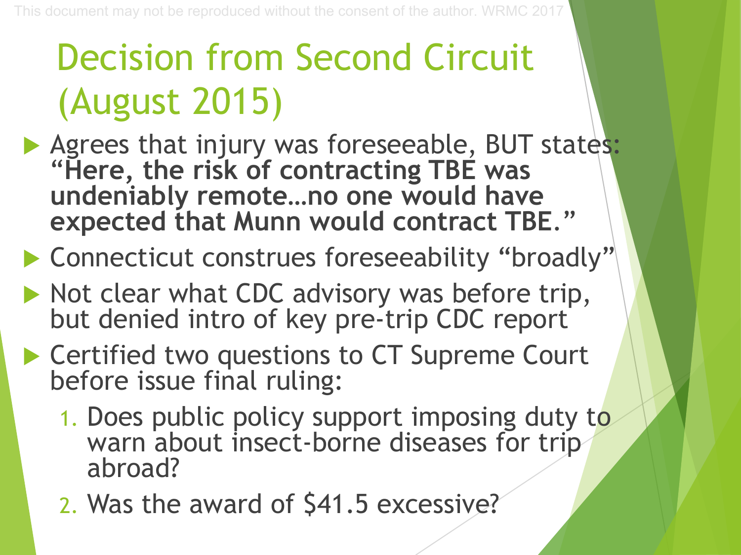# Decision from Second Circuit (August 2015)

- Agrees that injury was foreseeable, BUT states: **"Here, the risk of contracting TBE was undeniably remote…no one would have expected that Munn would contract TBE."**
- Connecticut construes foreseeability "broadly"
- Not clear what CDC advisory was before trip, but denied intro of key pre-trip CDC report
- Certified two questions to CT Supreme Court before issue final ruling:
  1. Does public policy support imposing duty to warn about insect-borne diseases for trip abroad?
  2. Was the award of $41.5 excessive?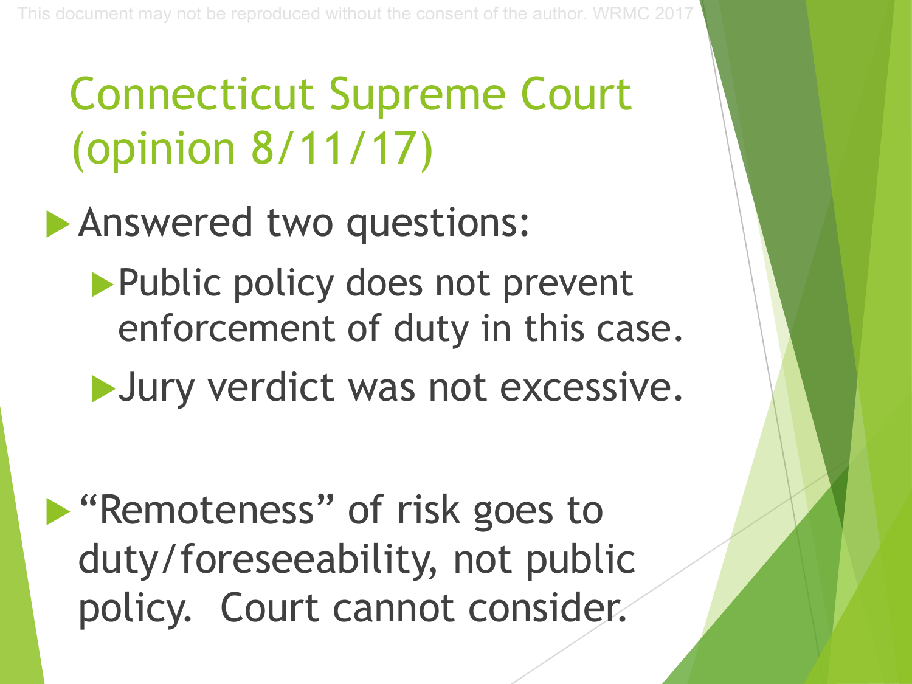# Connecticut Supreme Court (opinion 8/11/17)

- Answered two questions:
  - Public policy does not prevent enforcement of duty in this case.
  - Jury verdict was not excessive.

- “Remoteness” of risk goes to duty/foreseeability, not public policy. Court cannot consider.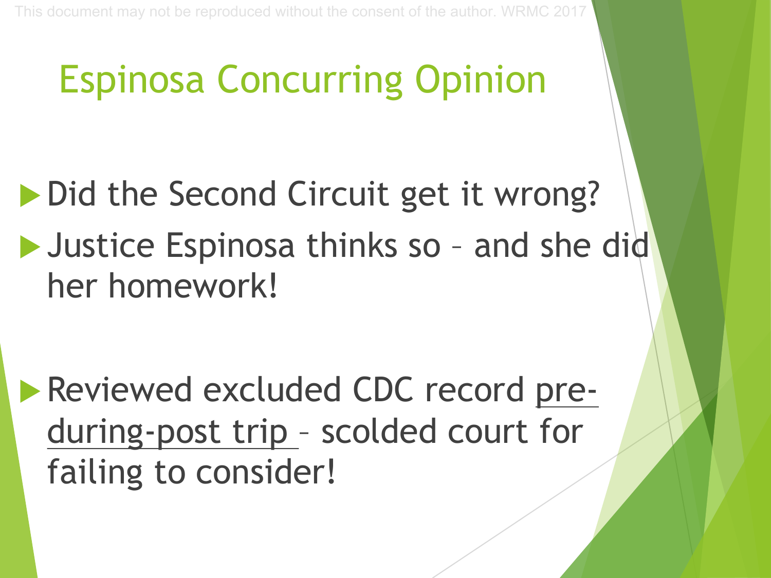# Espinosa Concurring Opinion

- Did the Second Circuit get it wrong?
- Justice Espinosa thinks so – and she did her homework!

- Reviewed excluded CDC record pre-during-post trip – scolded court for failing to consider!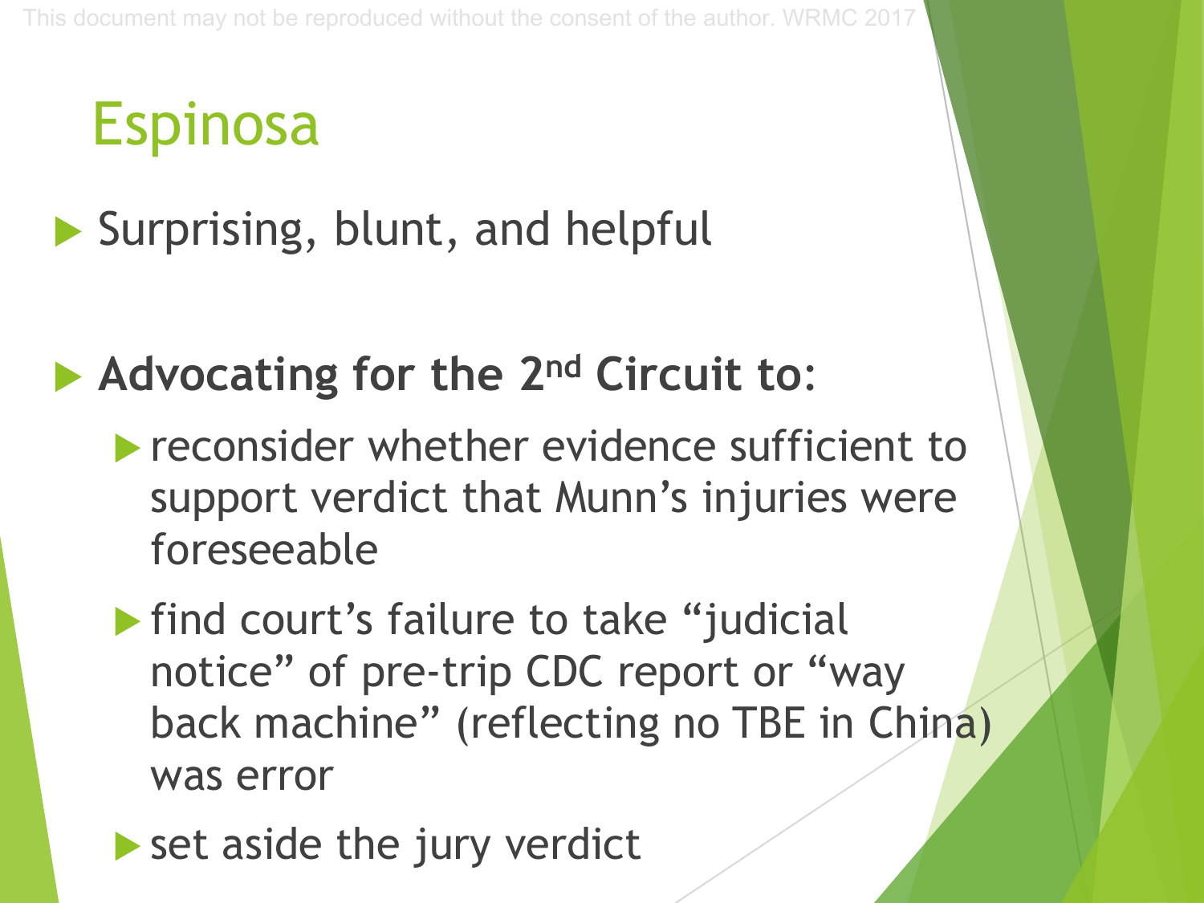# Espinosa

- Surprising, blunt, and helpful

- **Advocating for the 2nd Circuit to:**
  - reconsider whether evidence sufficient to support verdict that Munn's injuries were foreseeable
  - find court's failure to take "judicial notice" of pre-trip CDC report or "way back machine" (reflecting no TBE in China) was error
  - set aside the jury verdict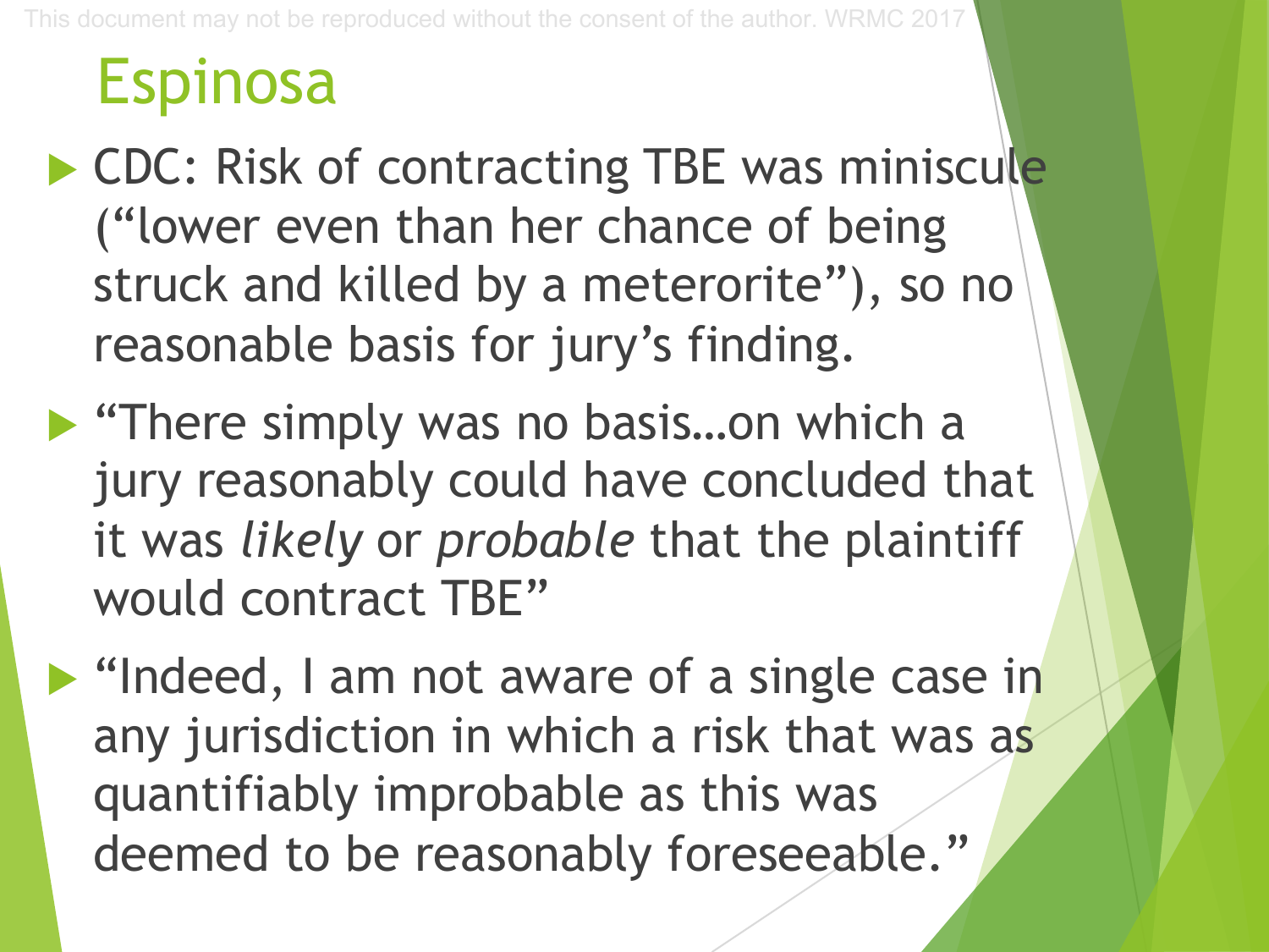# Espinosa

- CDC: Risk of contracting TBE was miniscule ("lower even than her chance of being struck and killed by a meterorite"), so no reasonable basis for jury's finding.
- "There simply was no basis…on which a jury reasonably could have concluded that it was *likely* or *probable* that the plaintiff would contract TBE"
- "Indeed, I am not aware of a single case in any jurisdiction in which a risk that was as quantifiably improbable as this was deemed to be reasonably foreseeable."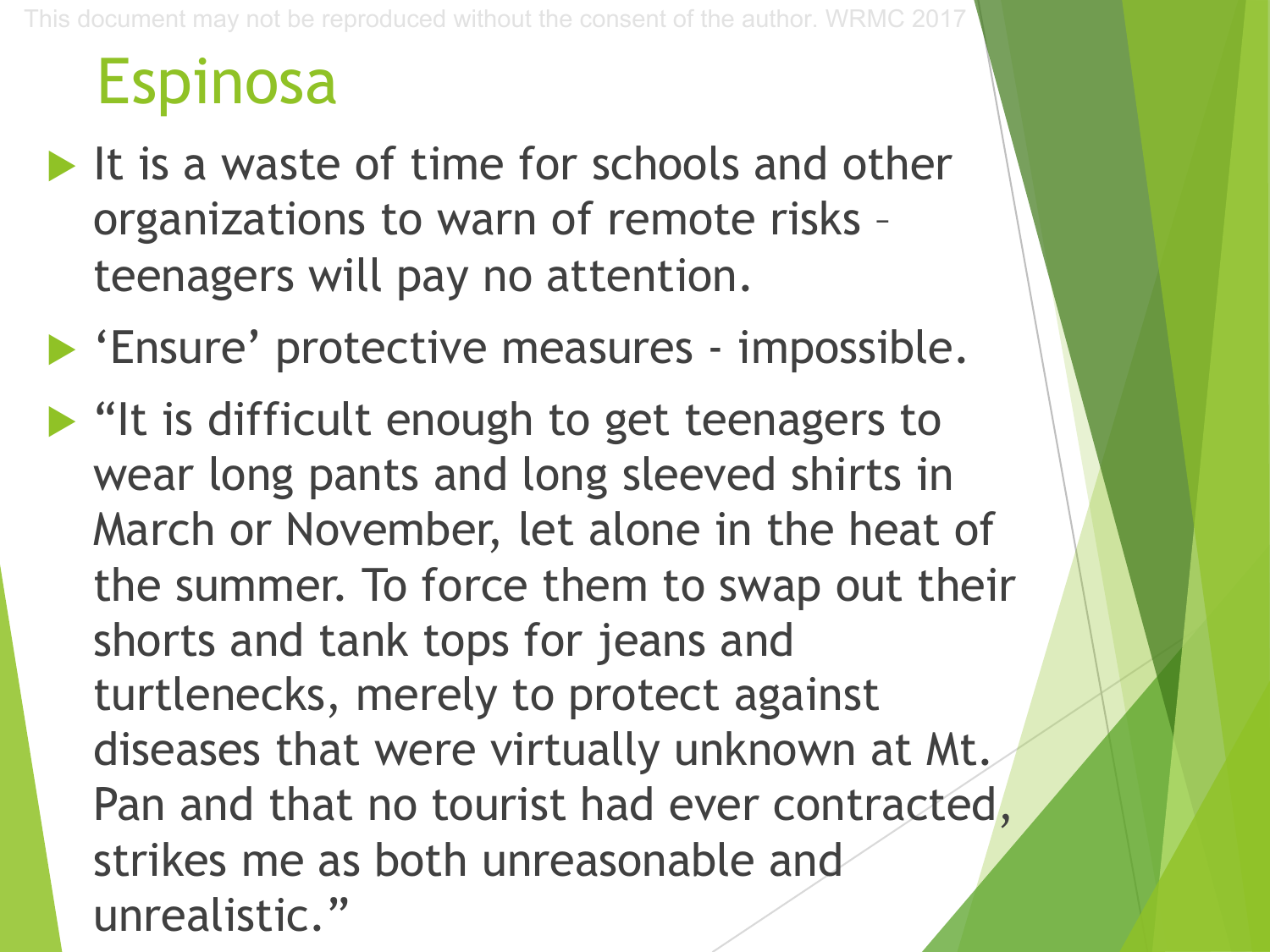# Espinosa

- It is a waste of time for schools and other organizations to warn of remote risks – teenagers will pay no attention.
- 'Ensure' protective measures - impossible.
- "It is difficult enough to get teenagers to wear long pants and long sleeved shirts in March or November, let alone in the heat of the summer. To force them to swap out their shorts and tank tops for jeans and turtlenecks, merely to protect against diseases that were virtually unknown at Mt. Pan and that no tourist had ever contracted, strikes me as both unreasonable and unrealistic."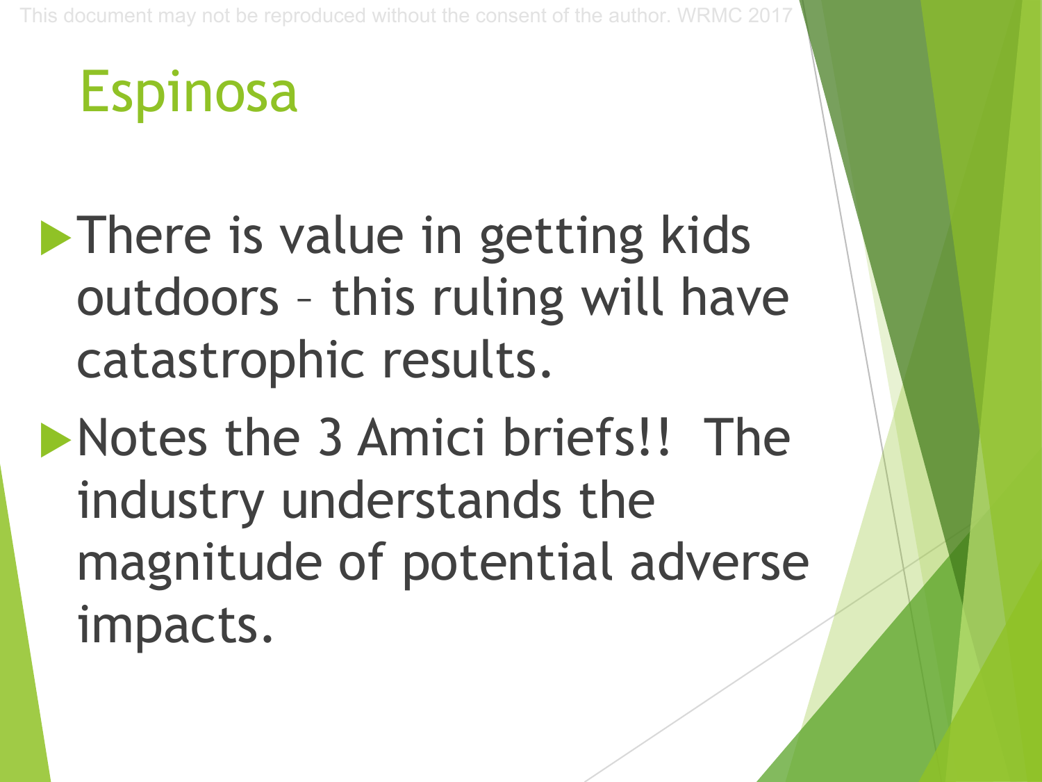# Espinosa

- There is value in getting kids outdoors – this ruling will have catastrophic results.
- Notes the 3 Amici briefs!! The industry understands the magnitude of potential adverse impacts.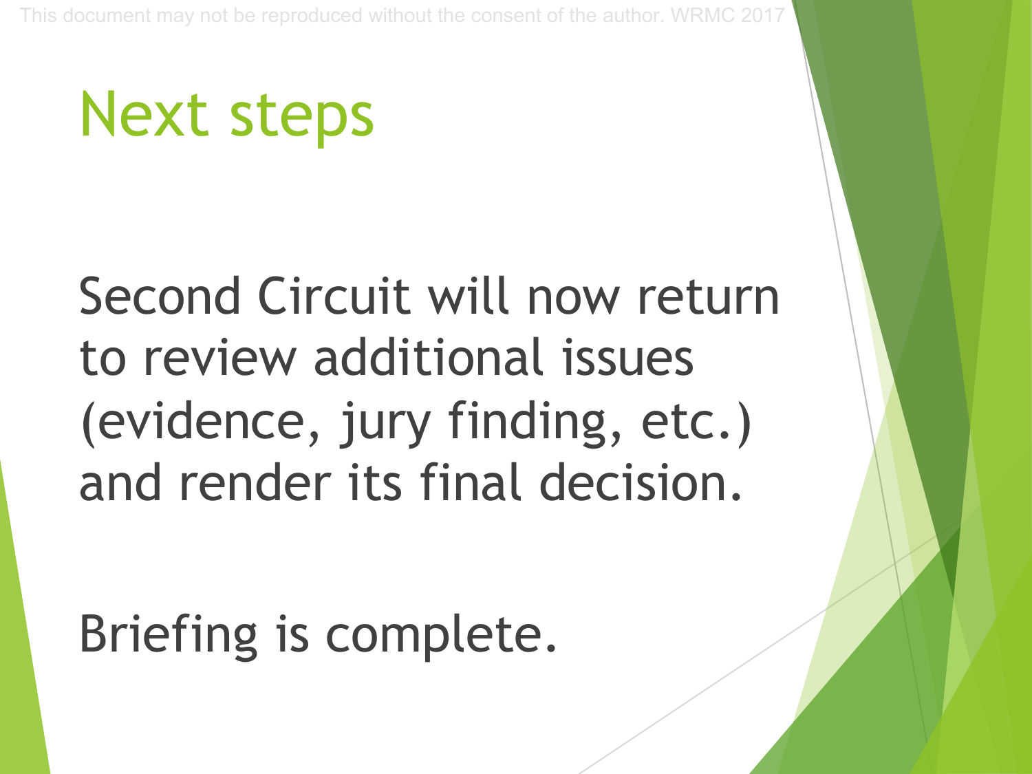# Next steps

Second Circuit will now return to review additional issues (evidence, jury finding, etc.) and render its final decision.

Briefing is complete.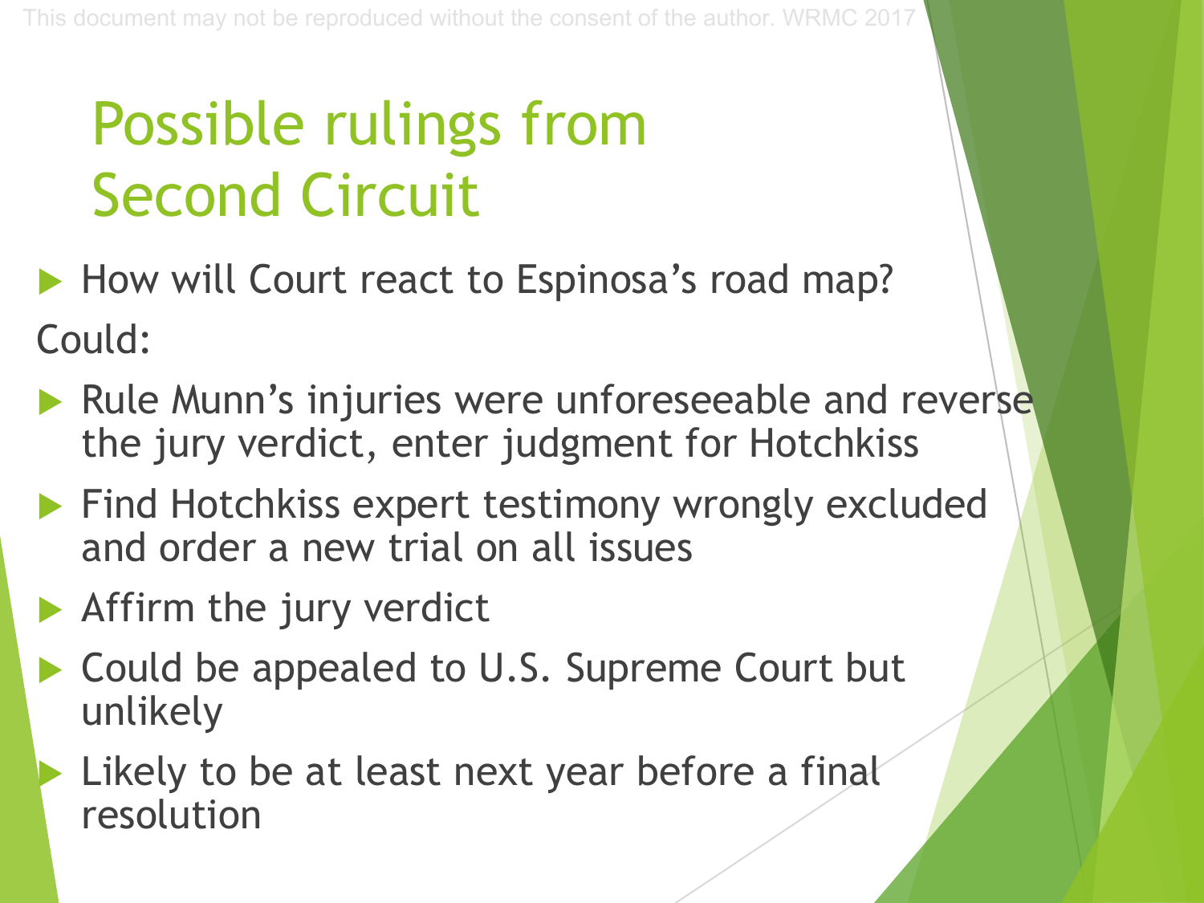# Possible rulings from Second Circuit

- How will Court react to Espinosa's road map?

Could:

- Rule Munn's injuries were unforeseeable and reverse the jury verdict, enter judgment for Hotchkiss
- Find Hotchkiss expert testimony wrongly excluded and order a new trial on all issues
- Affirm the jury verdict
- Could be appealed to U.S. Supreme Court but unlikely
- Likely to be at least next year before a final resolution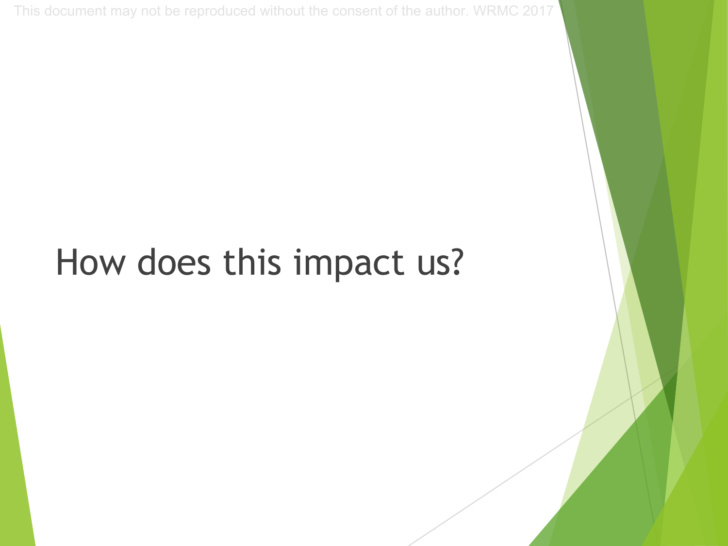# How does this impact us?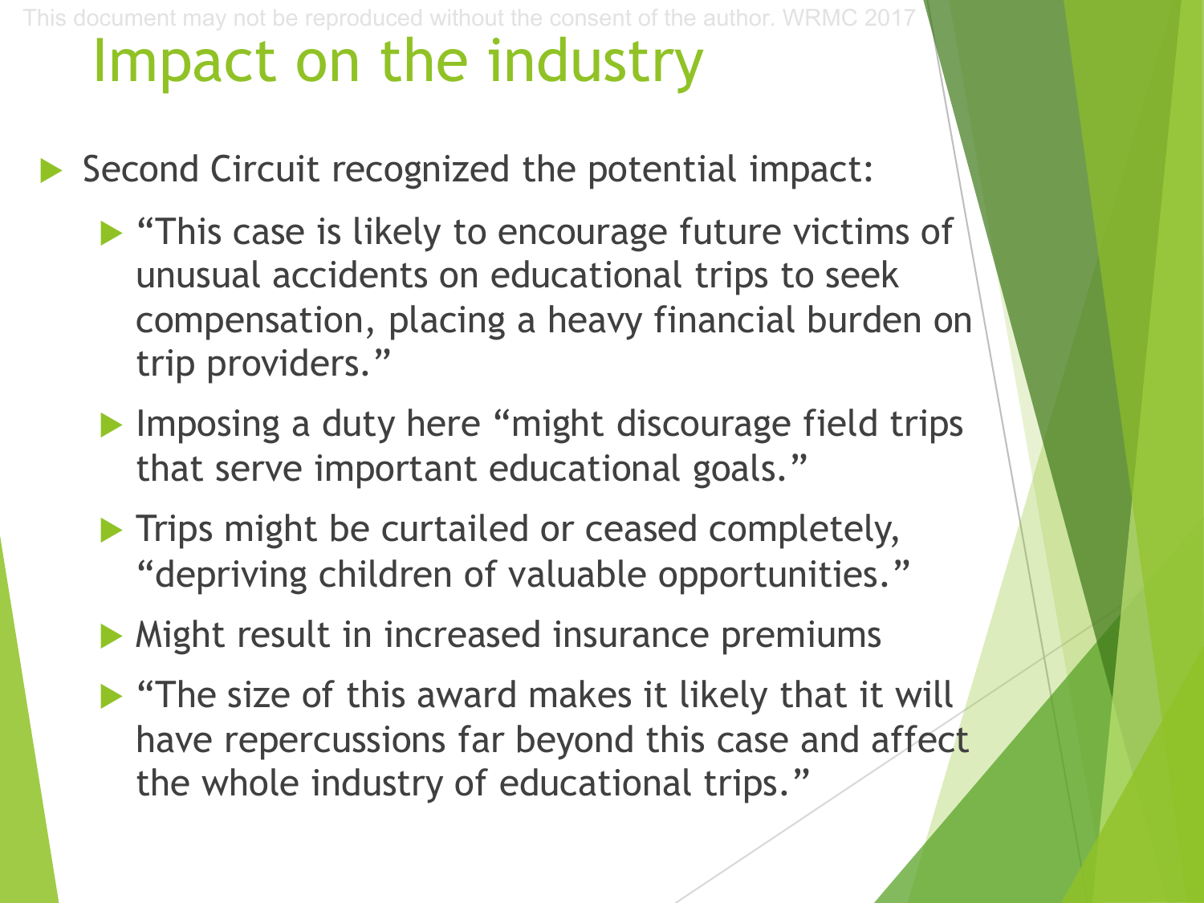# Impact on the industry

- Second Circuit recognized the potential impact:
  - "This case is likely to encourage future victims of unusual accidents on educational trips to seek compensation, placing a heavy financial burden on trip providers."
  - Imposing a duty here "might discourage field trips that serve important educational goals."
  - Trips might be curtailed or ceased completely, "depriving children of valuable opportunities."
  - Might result in increased insurance premiums
  - "The size of this award makes it likely that it will have repercussions far beyond this case and affect the whole industry of educational trips."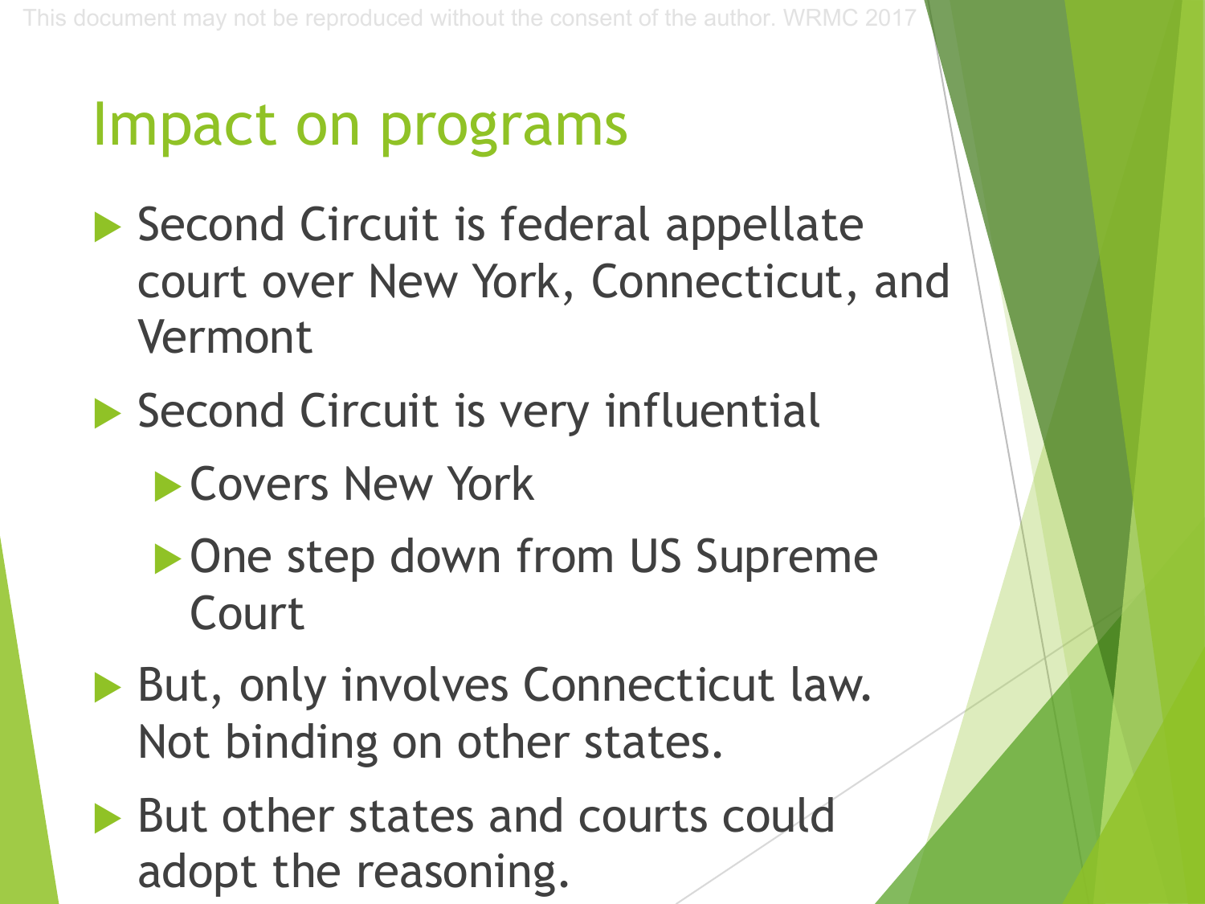# Impact on programs

- Second Circuit is federal appellate court over New York, Connecticut, and Vermont
- Second Circuit is very influential
  - Covers New York
  - One step down from US Supreme Court
- But, only involves Connecticut law. Not binding on other states.
- But other states and courts could adopt the reasoning.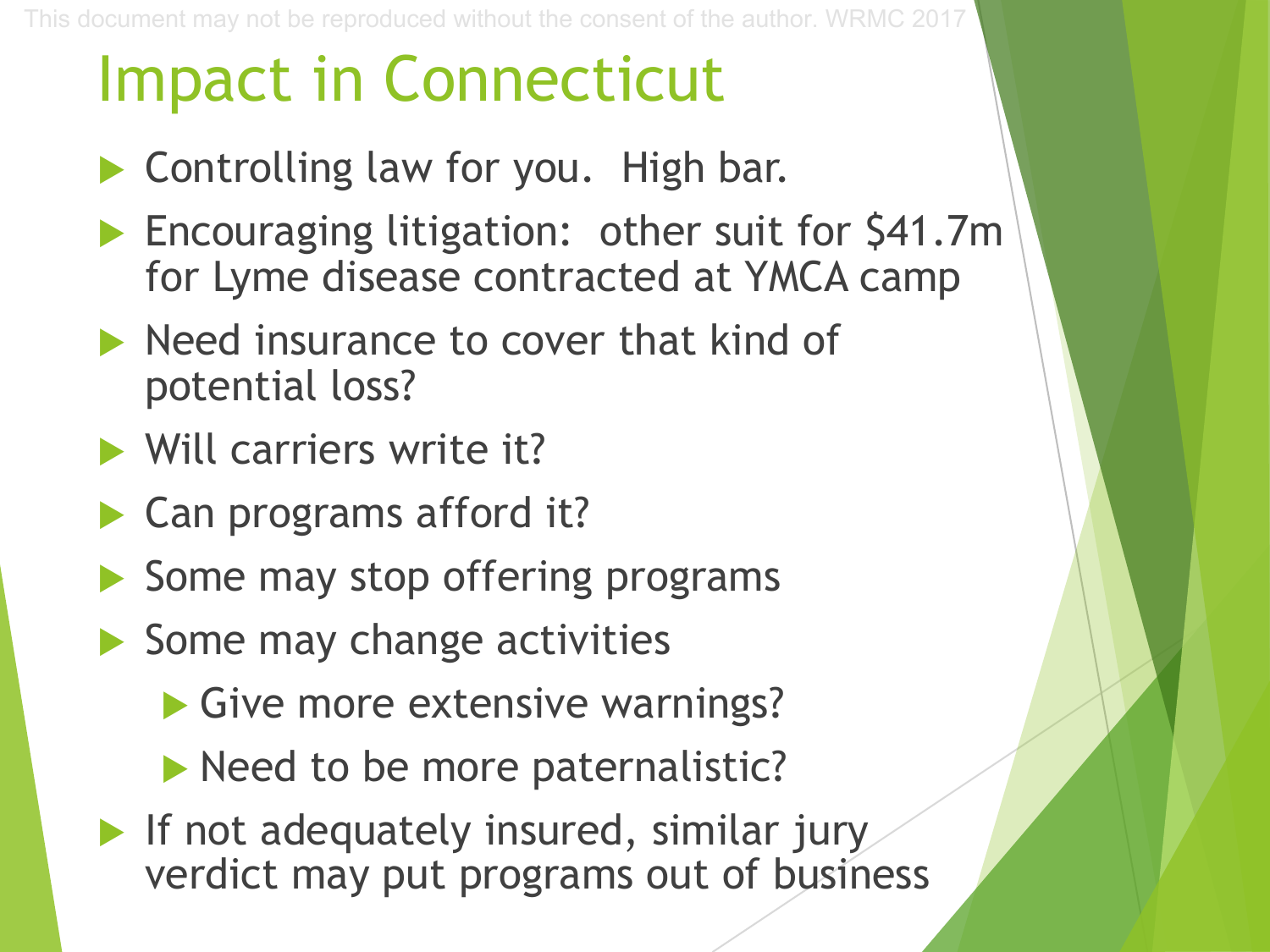# Impact in Connecticut

- Controlling law for you.  High bar.
- Encouraging litigation:  other suit for $41.7m for Lyme disease contracted at YMCA camp
- Need insurance to cover that kind of potential loss?
- Will carriers write it?
- Can programs afford it?
- Some may stop offering programs
- Some may change activities
  - Give more extensive warnings?
  - Need to be more paternalistic?
- If not adequately insured, similar jury verdict may put programs out of business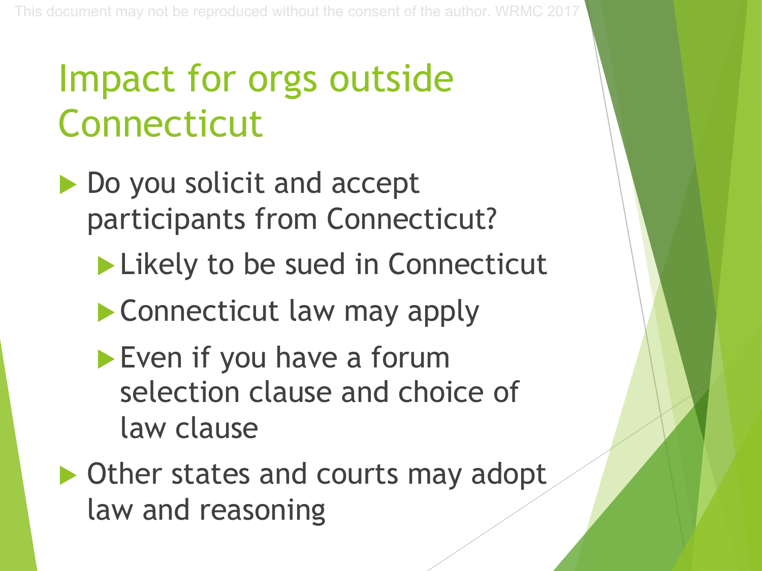# Impact for orgs outside Connecticut

- Do you solicit and accept participants from Connecticut?
  - Likely to be sued in Connecticut
  - Connecticut law may apply
  - Even if you have a forum selection clause and choice of law clause
- Other states and courts may adopt law and reasoning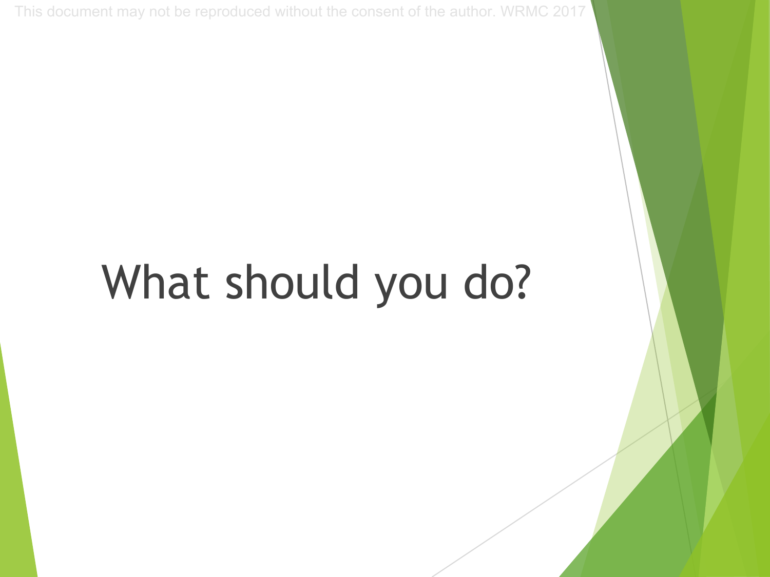# What should you do?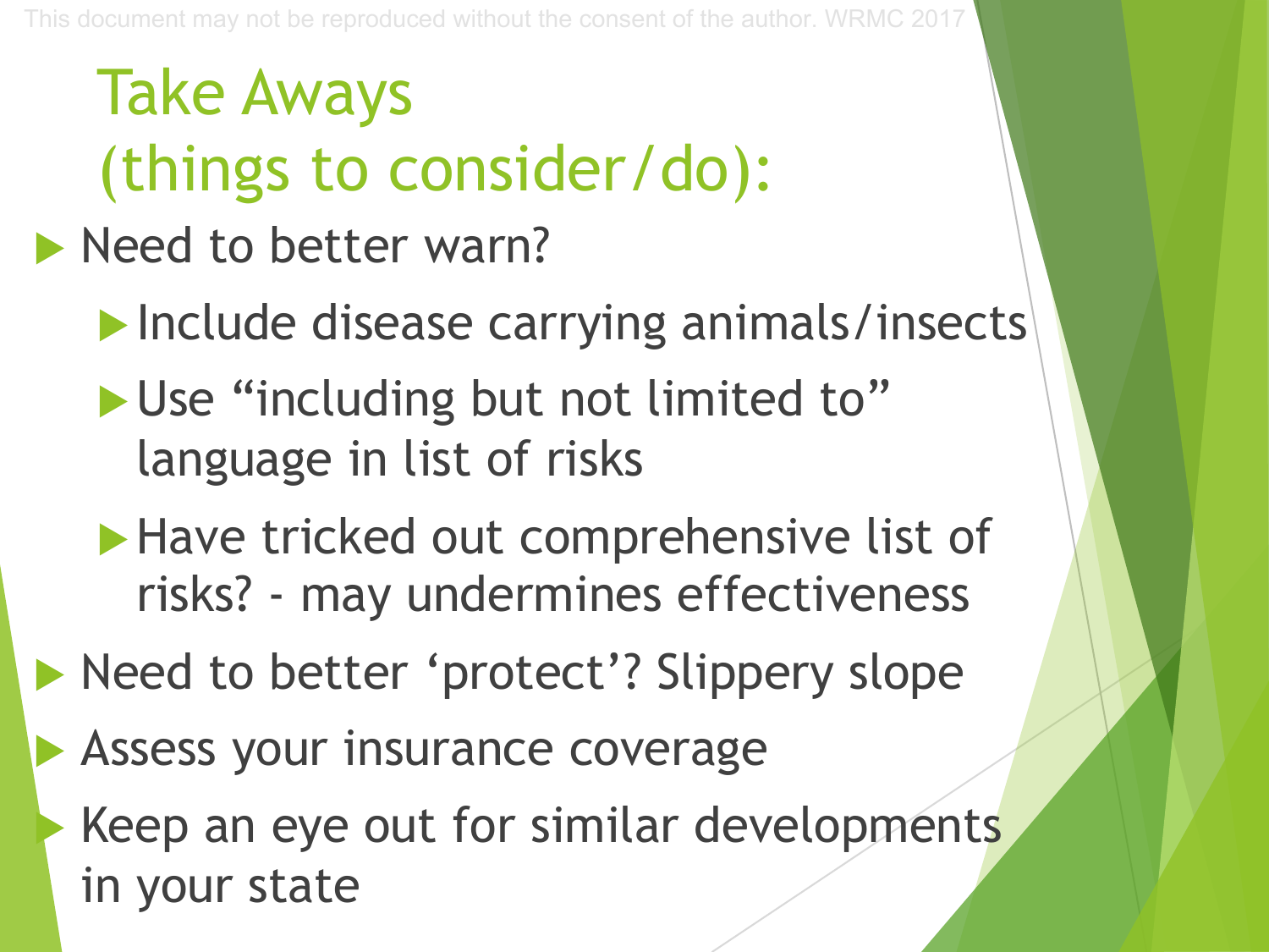# Take Aways (things to consider/do):

- Need to better warn?
  - Include disease carrying animals/insects
  - Use "including but not limited to" language in list of risks
  - Have tricked out comprehensive list of risks? - may undermines effectiveness
- Need to better 'protect'? Slippery slope
- Assess your insurance coverage
- Keep an eye out for similar developments in your state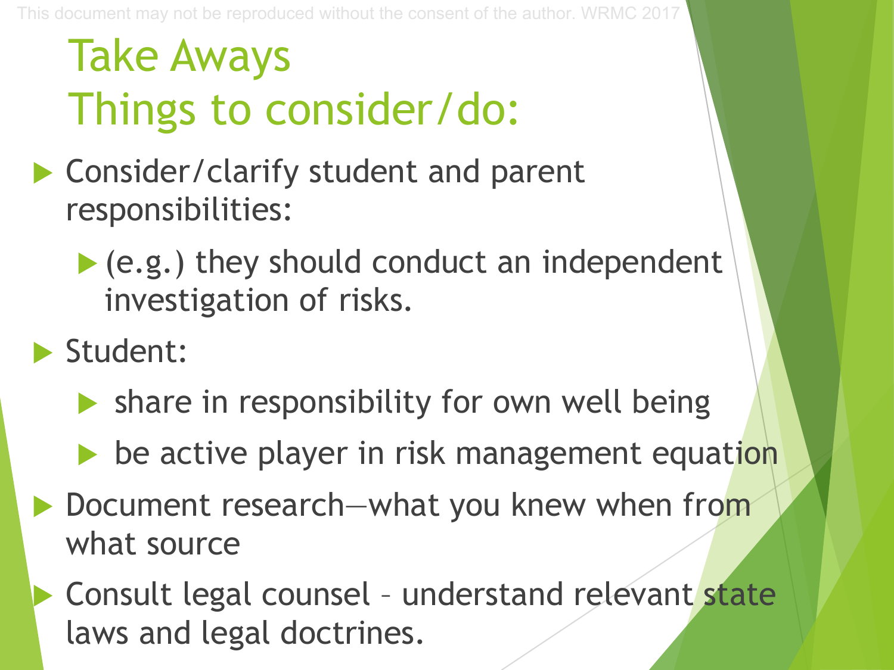# Take Aways
# Things to consider/do:

- Consider/clarify student and parent responsibilities:
  - (e.g.) they should conduct an independent investigation of risks.
- Student:
  - share in responsibility for own well being
  - be active player in risk management equation
- Document research—what you knew when from what source
- Consult legal counsel – understand relevant state laws and legal doctrines.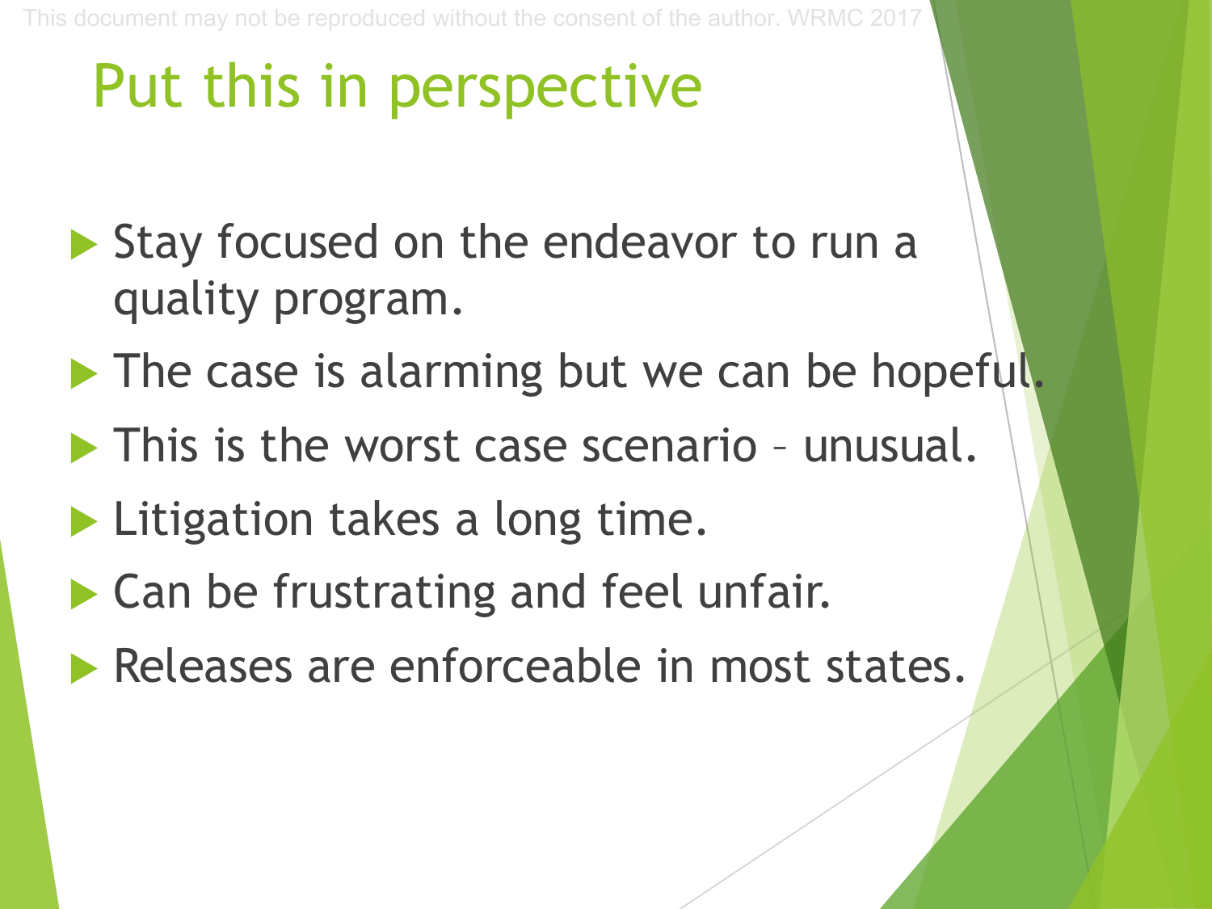# Put this in perspective

- Stay focused on the endeavor to run a quality program.
- The case is alarming but we can be hopeful.
- This is the worst case scenario – unusual.
- Litigation takes a long time.
- Can be frustrating and feel unfair.
- Releases are enforceable in most states.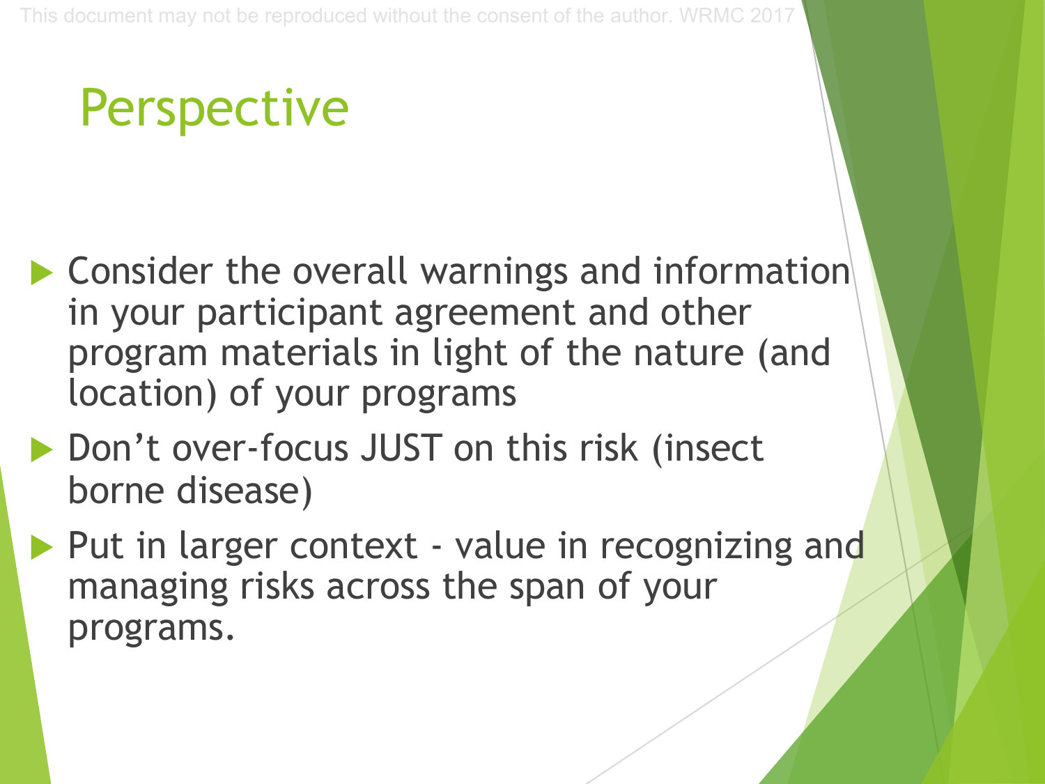# Perspective

- Consider the overall warnings and information in your participant agreement and other program materials in light of the nature (and location) of your programs
- Don't over-focus JUST on this risk (insect borne disease)
- Put in larger context - value in recognizing and managing risks across the span of your programs.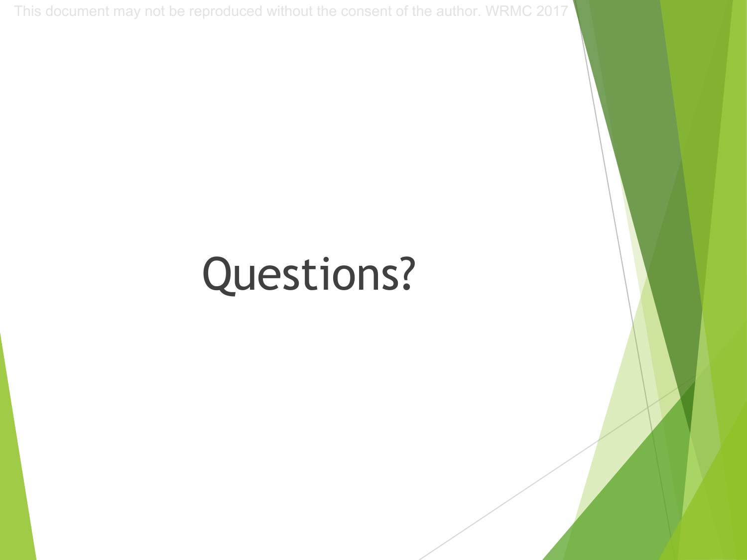# Questions?